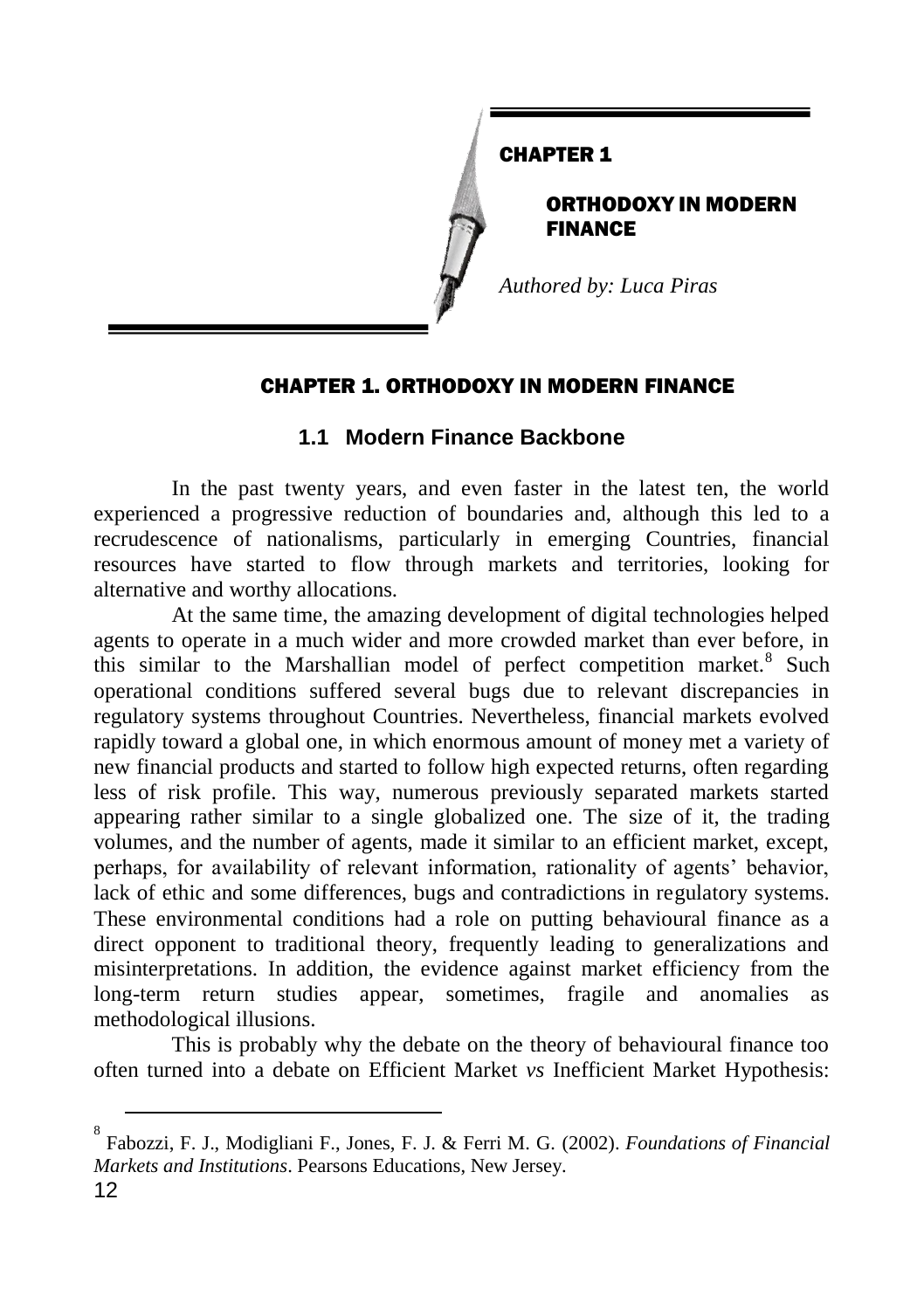# CHAPTER 1

## ORTHODOXY IN MODERN FINANCE

*Authored by: Luca Piras*

# CHAPTER 1. ORTHODOXY IN MODERN FINANCE

## 1.1 Modern Finance Backbone

In the past twenty years, and even faster in the latest ten, the world experienced a progressive reduction of boundaries and, although this led to a recrudescence of nationalisms, particularly in emerging Countries, financial resources have started to flow through markets and territories, looking for alternative and worthy allocations.

At the same time, the amazing development of digital technologies helped agents to operate in a much wider and more crowded market than ever before, in this similar to the Marshallian model of perfect competition market.[8] Such operational conditions suffered several bugs due to relevant discrepancies in regulatory systems throughout Countries. Nevertheless, financial markets evolved rapidly toward a global one, in which enormous amount of money met a variety of new financial products and started to follow high expected returns, often regarding less of risk profile. This way, numerous previously separated markets started appearing rather similar to a single globalized one. The size of it, the trading volumes, and the number of agents, made it similar to an efficient market, except, perhaps, for availability of relevant information, rationality of agents' behavior, lack of ethic and some differences, bugs and contradictions in regulatory systems. These environmental conditions had a role on putting behavioural finance as a direct opponent to traditional theory, frequently leading to generalizations and misinterpretations. In addition, the evidence against market efficiency from the long-term return studies appear, sometimes, fragile and anomalies as methodological illusions.

This is probably why the debate on the theory of behavioural finance too often turned into a debate on Efficient Market *vs* Inefficient Market Hypothesis:

---

[8] Fabozzi, F. J., Modigliani F., Jones, F. J. & Ferri M. G. (2002). *Foundations of Financial Markets and Institutions*. Pearsons Educations, New Jersey.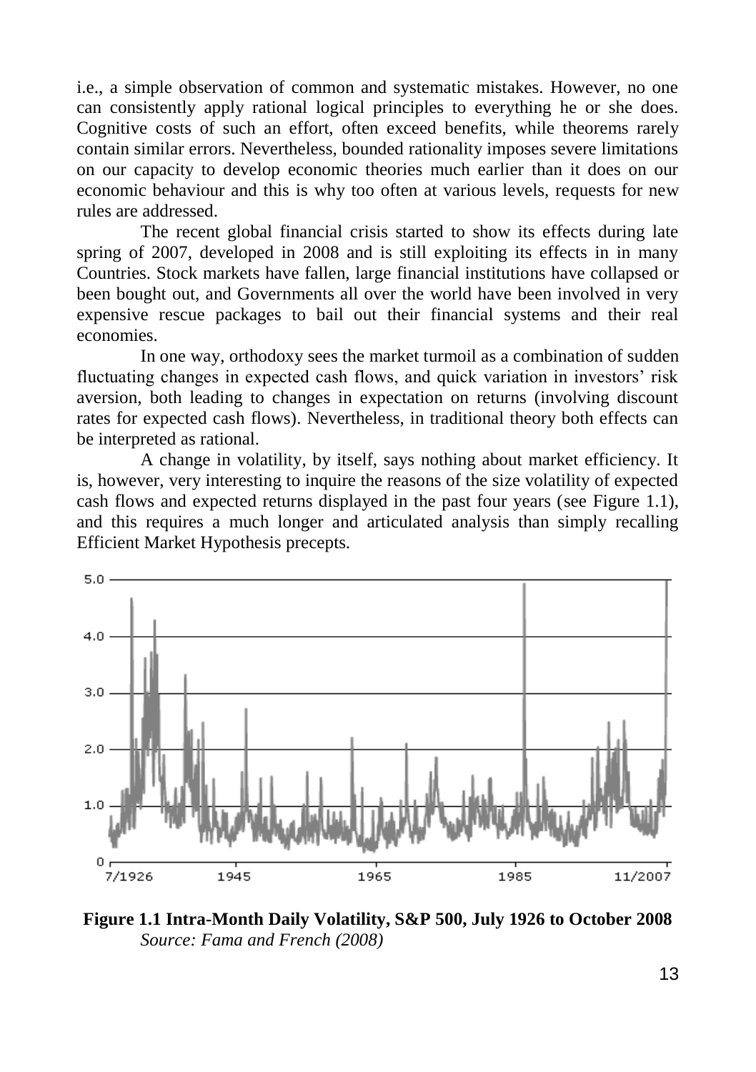i.e., a simple observation of common and systematic mistakes. However, no one can consistently apply rational logical principles to everything he or she does. Cognitive costs of such an effort, often exceed benefits, while theorems rarely contain similar errors. Nevertheless, bounded rationality imposes severe limitations on our capacity to develop economic theories much earlier than it does on our economic behaviour and this is why too often at various levels, requests for new rules are addressed.

The recent global financial crisis started to show its effects during late spring of 2007, developed in 2008 and is still exploiting its effects in in many Countries. Stock markets have fallen, large financial institutions have collapsed or been bought out, and Governments all over the world have been involved in very expensive rescue packages to bail out their financial systems and their real economies.

In one way, orthodoxy sees the market turmoil as a combination of sudden fluctuating changes in expected cash flows, and quick variation in investors' risk aversion, both leading to changes in expectation on returns (involving discount rates for expected cash flows). Nevertheless, in traditional theory both effects can be interpreted as rational.

A change in volatility, by itself, says nothing about market efficiency. It is, however, very interesting to inquire the reasons of the size volatility of expected cash flows and expected returns displayed in the past four years (see Figure 1.1), and this requires a much longer and articulated analysis than simply recalling Efficient Market Hypothesis precepts.

**Figure 1.1 Intra-Month Daily Volatility, S&P 500, July 1926 to October 2008**
*Source: Fama and French (2008)*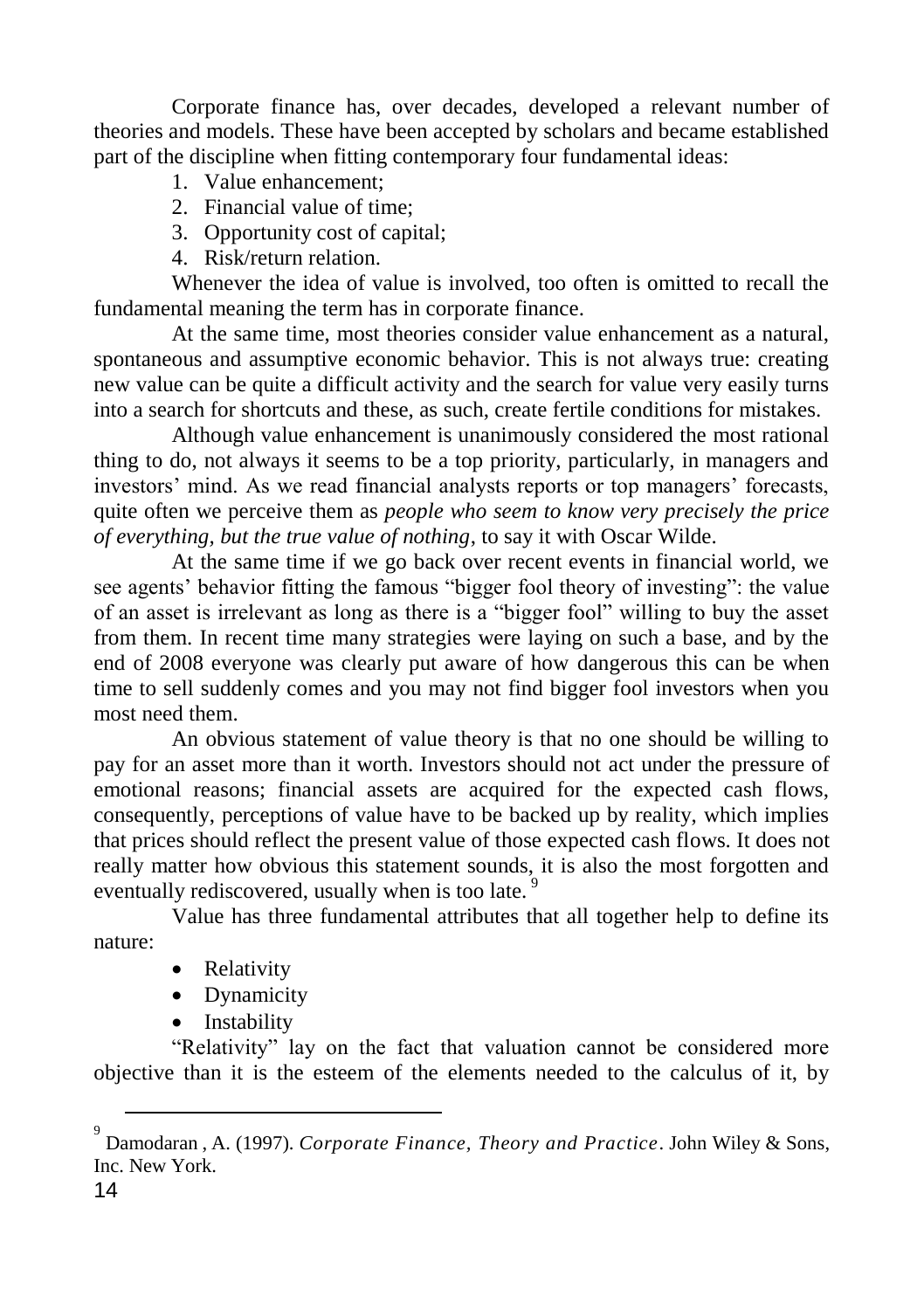Corporate finance has, over decades, developed a relevant number of theories and models. These have been accepted by scholars and became established part of the discipline when fitting contemporary four fundamental ideas:

1. Value enhancement;
2. Financial value of time;
3. Opportunity cost of capital;
4. Risk/return relation.

Whenever the idea of value is involved, too often is omitted to recall the fundamental meaning the term has in corporate finance.

At the same time, most theories consider value enhancement as a natural, spontaneous and assumptive economic behavior. This is not always true: creating new value can be quite a difficult activity and the search for value very easily turns into a search for shortcuts and these, as such, create fertile conditions for mistakes.

Although value enhancement is unanimously considered the most rational thing to do, not always it seems to be a top priority, particularly, in managers and investors' mind. As we read financial analysts reports or top managers' forecasts, quite often we perceive them as *people who seem to know very precisely the price of everything, but the true value of nothing*, to say it with Oscar Wilde.

At the same time if we go back over recent events in financial world, we see agents' behavior fitting the famous "bigger fool theory of investing": the value of an asset is irrelevant as long as there is a "bigger fool" willing to buy the asset from them. In recent time many strategies were laying on such a base, and by the end of 2008 everyone was clearly put aware of how dangerous this can be when time to sell suddenly comes and you may not find bigger fool investors when you most need them.

An obvious statement of value theory is that no one should be willing to pay for an asset more than it worth. Investors should not act under the pressure of emotional reasons; financial assets are acquired for the expected cash flows, consequently, perceptions of value have to be backed up by reality, which implies that prices should reflect the present value of those expected cash flows. It does not really matter how obvious this statement sounds, it is also the most forgotten and eventually rediscovered, usually when is too late. [9]

Value has three fundamental attributes that all together help to define its nature:

- Relativity
- Dynamicity
- Instability

"Relativity" lay on the fact that valuation cannot be considered more objective than it is the esteem of the elements needed to the calculus of it, by

---

[9] Damodaran , A. (1997). *Corporate Finance, Theory and Practice*. John Wiley & Sons, Inc. New York.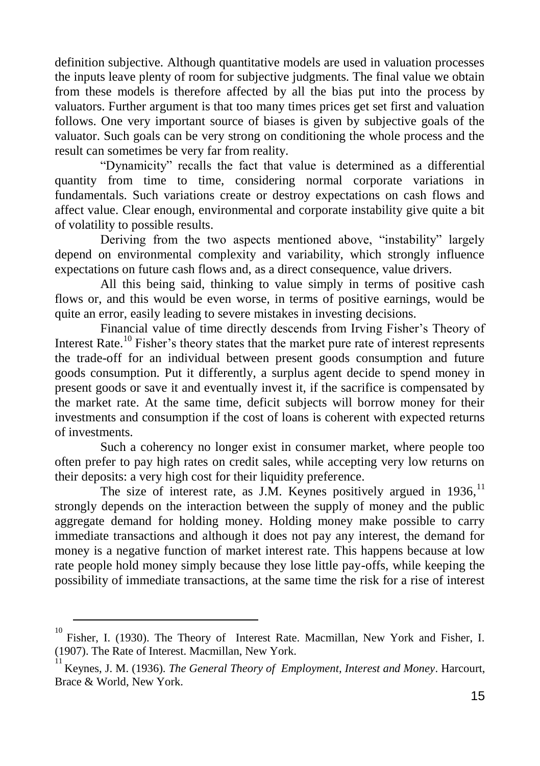definition subjective. Although quantitative models are used in valuation processes the inputs leave plenty of room for subjective judgments. The final value we obtain from these models is therefore affected by all the bias put into the process by valuators. Further argument is that too many times prices get set first and valuation follows. One very important source of biases is given by subjective goals of the valuator. Such goals can be very strong on conditioning the whole process and the result can sometimes be very far from reality.

"Dynamicity" recalls the fact that value is determined as a differential quantity from time to time, considering normal corporate variations in fundamentals. Such variations create or destroy expectations on cash flows and affect value. Clear enough, environmental and corporate instability give quite a bit of volatility to possible results.

Deriving from the two aspects mentioned above, "instability" largely depend on environmental complexity and variability, which strongly influence expectations on future cash flows and, as a direct consequence, value drivers.

All this being said, thinking to value simply in terms of positive cash flows or, and this would be even worse, in terms of positive earnings, would be quite an error, easily leading to severe mistakes in investing decisions.

Financial value of time directly descends from Irving Fisher's Theory of Interest Rate.[10] Fisher's theory states that the market pure rate of interest represents the trade-off for an individual between present goods consumption and future goods consumption. Put it differently, a surplus agent decide to spend money in present goods or save it and eventually invest it, if the sacrifice is compensated by the market rate. At the same time, deficit subjects will borrow money for their investments and consumption if the cost of loans is coherent with expected returns of investments.

Such a coherency no longer exist in consumer market, where people too often prefer to pay high rates on credit sales, while accepting very low returns on their deposits: a very high cost for their liquidity preference.

The size of interest rate, as J.M. Keynes positively argued in 1936,[11] strongly depends on the interaction between the supply of money and the public aggregate demand for holding money. Holding money make possible to carry immediate transactions and although it does not pay any interest, the demand for money is a negative function of market interest rate. This happens because at low rate people hold money simply because they lose little pay-offs, while keeping the possibility of immediate transactions, at the same time the risk for a rise of interest

---

[10] Fisher, I. (1930). The Theory of Interest Rate. Macmillan, New York and Fisher, I. (1907). The Rate of Interest. Macmillan, New York.

[11] Keynes, J. M. (1936). *The General Theory of Employment, Interest and Money*. Harcourt, Brace & World, New York.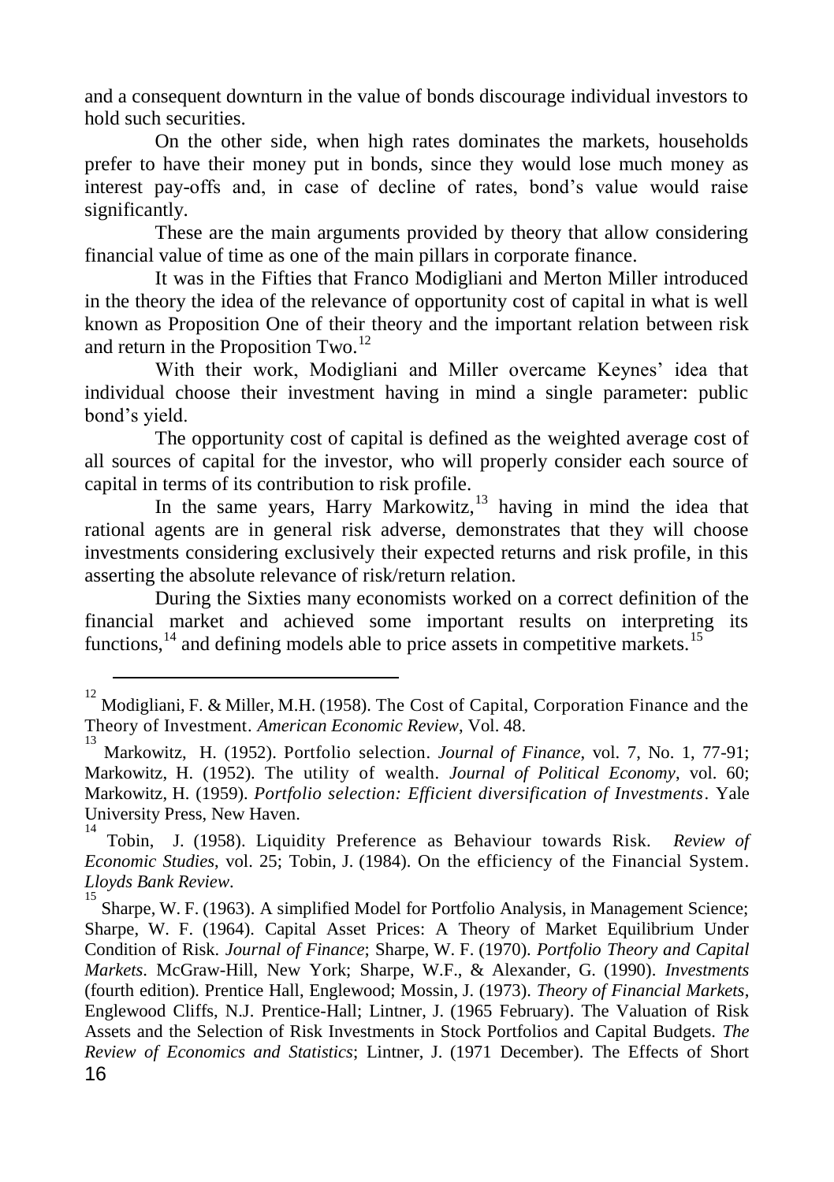and a consequent downturn in the value of bonds discourage individual investors to hold such securities.

On the other side, when high rates dominates the markets, households prefer to have their money put in bonds, since they would lose much money as interest pay-offs and, in case of decline of rates, bond's value would raise significantly.

These are the main arguments provided by theory that allow considering financial value of time as one of the main pillars in corporate finance.

It was in the Fifties that Franco Modigliani and Merton Miller introduced in the theory the idea of the relevance of opportunity cost of capital in what is well known as Proposition One of their theory and the important relation between risk and return in the Proposition Two.[12]

With their work, Modigliani and Miller overcame Keynes' idea that individual choose their investment having in mind a single parameter: public bond's yield.

The opportunity cost of capital is defined as the weighted average cost of all sources of capital for the investor, who will properly consider each source of capital in terms of its contribution to risk profile.

In the same years, Harry Markowitz,[13] having in mind the idea that rational agents are in general risk adverse, demonstrates that they will choose investments considering exclusively their expected returns and risk profile, in this asserting the absolute relevance of risk/return relation.

During the Sixties many economists worked on a correct definition of the financial market and achieved some important results on interpreting its functions,[14] and defining models able to price assets in competitive markets.[15]

---

[12] Modigliani, F. & Miller, M.H. (1958). The Cost of Capital, Corporation Finance and the Theory of Investment. *American Economic Review*, Vol. 48.

[13] Markowitz, H. (1952). Portfolio selection. *Journal of Finance*, vol. 7, No. 1, 77-91; Markowitz, H. (1952). The utility of wealth. *Journal of Political Economy*, vol. 60; Markowitz, H. (1959). *Portfolio selection: Efficient diversification of Investments*. Yale University Press, New Haven.

[14] Tobin, J. (1958). Liquidity Preference as Behaviour towards Risk. *Review of Economic Studies*, vol. 25; Tobin, J. (1984). On the efficiency of the Financial System. *Lloyds Bank Review*.

[15] Sharpe, W. F. (1963). A simplified Model for Portfolio Analysis, in Management Science; Sharpe, W. F. (1964). Capital Asset Prices: A Theory of Market Equilibrium Under Condition of Risk. *Journal of Finance*; Sharpe, W. F. (1970). *Portfolio Theory and Capital Markets*. McGraw-Hill, New York; Sharpe, W.F., & Alexander, G. (1990). *Investments* (fourth edition). Prentice Hall, Englewood; Mossin, J. (1973). *Theory of Financial Markets*, Englewood Cliffs, N.J. Prentice-Hall; Lintner, J. (1965 February). The Valuation of Risk Assets and the Selection of Risk Investments in Stock Portfolios and Capital Budgets. *The Review of Economics and Statistics*; Lintner, J. (1971 December). The Effects of Short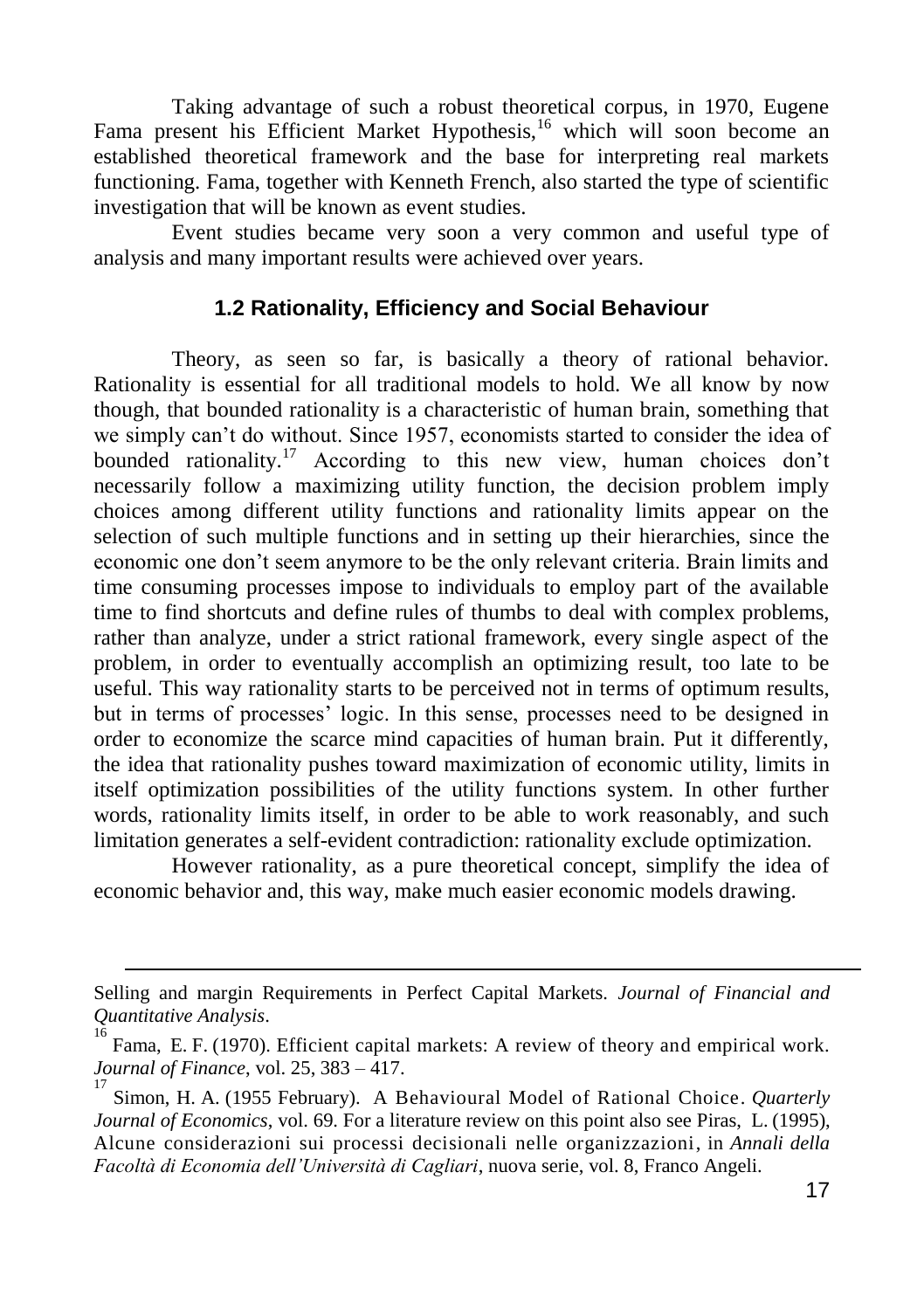Taking advantage of such a robust theoretical corpus, in 1970, Eugene Fama present his Efficient Market Hypothesis,[16] which will soon become an established theoretical framework and the base for interpreting real markets functioning. Fama, together with Kenneth French, also started the type of scientific investigation that will be known as event studies.

Event studies became very soon a very common and useful type of analysis and many important results were achieved over years.

## 1.2 Rationality, Efficiency and Social Behaviour

Theory, as seen so far, is basically a theory of rational behavior. Rationality is essential for all traditional models to hold. We all know by now though, that bounded rationality is a characteristic of human brain, something that we simply can't do without. Since 1957, economists started to consider the idea of bounded rationality.[17] According to this new view, human choices don't necessarily follow a maximizing utility function, the decision problem imply choices among different utility functions and rationality limits appear on the selection of such multiple functions and in setting up their hierarchies, since the economic one don't seem anymore to be the only relevant criteria. Brain limits and time consuming processes impose to individuals to employ part of the available time to find shortcuts and define rules of thumbs to deal with complex problems, rather than analyze, under a strict rational framework, every single aspect of the problem, in order to eventually accomplish an optimizing result, too late to be useful. This way rationality starts to be perceived not in terms of optimum results, but in terms of processes' logic. In this sense, processes need to be designed in order to economize the scarce mind capacities of human brain. Put it differently, the idea that rationality pushes toward maximization of economic utility, limits in itself optimization possibilities of the utility functions system. In other further words, rationality limits itself, in order to be able to work reasonably, and such limitation generates a self-evident contradiction: rationality exclude optimization.

However rationality, as a pure theoretical concept, simplify the idea of economic behavior and, this way, make much easier economic models drawing.

---

Selling and margin Requirements in Perfect Capital Markets. *Journal of Financial and Quantitative Analysis*.

[16] Fama, E. F. (1970). Efficient capital markets: A review of theory and empirical work. *Journal of Finance*, vol. 25, 383 – 417.

[17] Simon, H. A. (1955 February). A Behavioural Model of Rational Choice. *Quarterly Journal of Economics*, vol. 69. For a literature review on this point also see Piras, L. (1995), Alcune considerazioni sui processi decisionali nelle organizzazioni, in *Annali della Facoltà di Economia dell'Università di Cagliari*, nuova serie, vol. 8, Franco Angeli.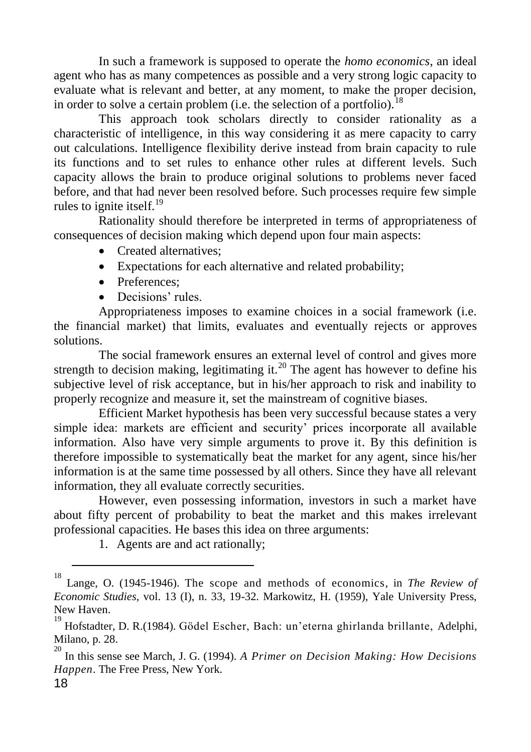In such a framework is supposed to operate the *homo economics*, an ideal agent who has as many competences as possible and a very strong logic capacity to evaluate what is relevant and better, at any moment, to make the proper decision, in order to solve a certain problem (i.e. the selection of a portfolio).[18]

This approach took scholars directly to consider rationality as a characteristic of intelligence, in this way considering it as mere capacity to carry out calculations. Intelligence flexibility derive instead from brain capacity to rule its functions and to set rules to enhance other rules at different levels. Such capacity allows the brain to produce original solutions to problems never faced before, and that had never been resolved before. Such processes require few simple rules to ignite itself.[19]

Rationality should therefore be interpreted in terms of appropriateness of consequences of decision making which depend upon four main aspects:

- Created alternatives;
- Expectations for each alternative and related probability;
- Preferences;
- Decisions' rules.

Appropriateness imposes to examine choices in a social framework (i.e. the financial market) that limits, evaluates and eventually rejects or approves solutions.

The social framework ensures an external level of control and gives more strength to decision making, legitimating it.[20] The agent has however to define his subjective level of risk acceptance, but in his/her approach to risk and inability to properly recognize and measure it, set the mainstream of cognitive biases.

Efficient Market hypothesis has been very successful because states a very simple idea: markets are efficient and security' prices incorporate all available information. Also have very simple arguments to prove it. By this definition is therefore impossible to systematically beat the market for any agent, since his/her information is at the same time possessed by all others. Since they have all relevant information, they all evaluate correctly securities.

However, even possessing information, investors in such a market have about fifty percent of probability to beat the market and this makes irrelevant professional capacities. He bases this idea on three arguments:

1. Agents are and act rationally;

---

[18] Lange, O. (1945-1946). The scope and methods of economics, in *The Review of Economic Studies*, vol. 13 (I), n. 33, 19-32. Markowitz, H. (1959), Yale University Press, New Haven.

[19] Hofstadter, D. R.(1984). Gödel Escher, Bach: un'eterna ghirlanda brillante, Adelphi, Milano, p. 28.

[20] In this sense see March, J. G. (1994). *A Primer on Decision Making: How Decisions Happen*. The Free Press, New York.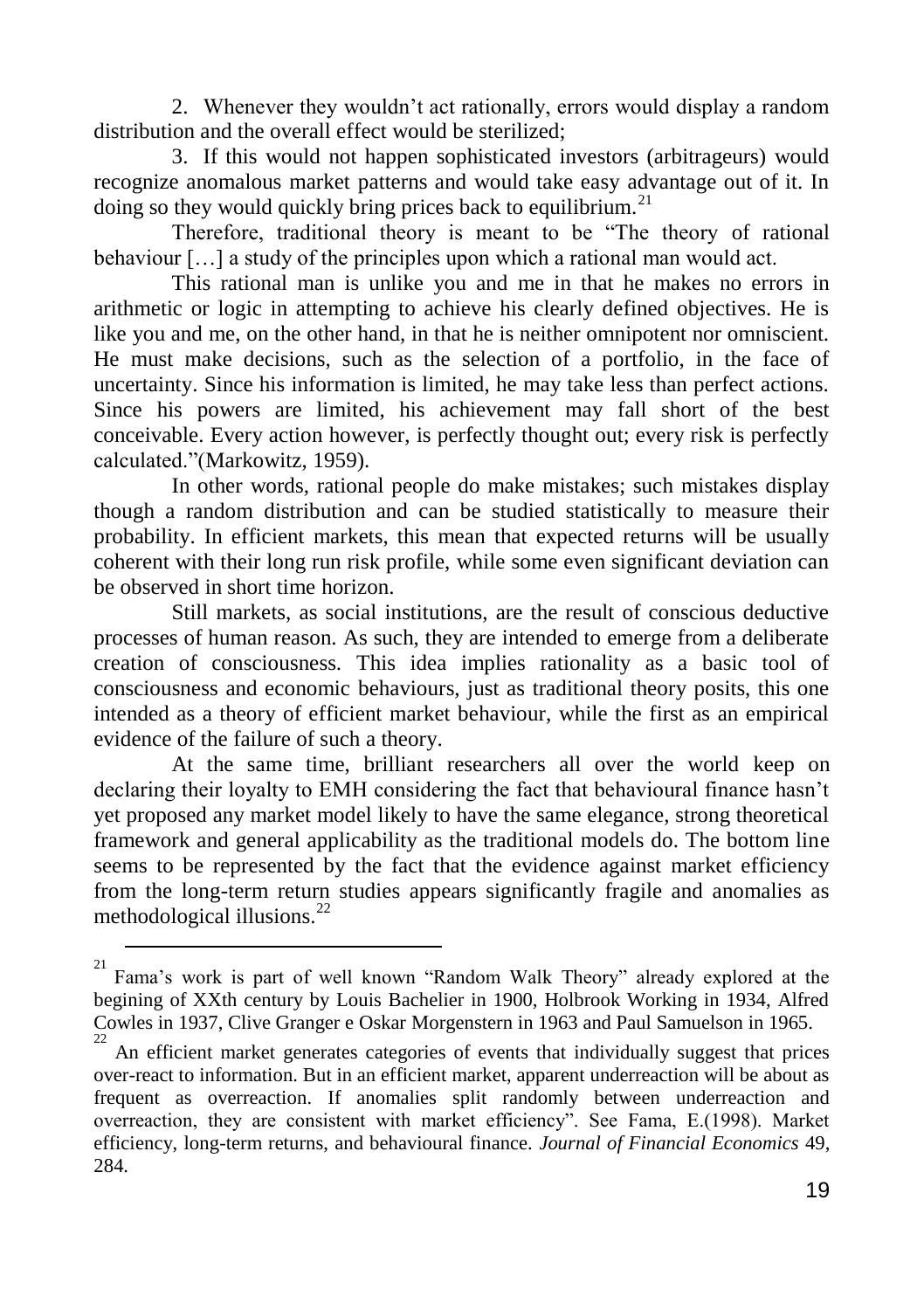2. Whenever they wouldn't act rationally, errors would display a random distribution and the overall effect would be sterilized;

3. If this would not happen sophisticated investors (arbitrageurs) would recognize anomalous market patterns and would take easy advantage out of it. In doing so they would quickly bring prices back to equilibrium.[21]

Therefore, traditional theory is meant to be "The theory of rational behaviour […] a study of the principles upon which a rational man would act.

This rational man is unlike you and me in that he makes no errors in arithmetic or logic in attempting to achieve his clearly defined objectives. He is like you and me, on the other hand, in that he is neither omnipotent nor omniscient. He must make decisions, such as the selection of a portfolio, in the face of uncertainty. Since his information is limited, he may take less than perfect actions. Since his powers are limited, his achievement may fall short of the best conceivable. Every action however, is perfectly thought out; every risk is perfectly calculated."(Markowitz, 1959).

In other words, rational people do make mistakes; such mistakes display though a random distribution and can be studied statistically to measure their probability. In efficient markets, this mean that expected returns will be usually coherent with their long run risk profile, while some even significant deviation can be observed in short time horizon.

Still markets, as social institutions, are the result of conscious deductive processes of human reason. As such, they are intended to emerge from a deliberate creation of consciousness. This idea implies rationality as a basic tool of consciousness and economic behaviours, just as traditional theory posits, this one intended as a theory of efficient market behaviour, while the first as an empirical evidence of the failure of such a theory.

At the same time, brilliant researchers all over the world keep on declaring their loyalty to EMH considering the fact that behavioural finance hasn't yet proposed any market model likely to have the same elegance, strong theoretical framework and general applicability as the traditional models do. The bottom line seems to be represented by the fact that the evidence against market efficiency from the long-term return studies appears significantly fragile and anomalies as methodological illusions.[22]

---

[21] Fama's work is part of well known "Random Walk Theory" already explored at the begining of XXth century by Louis Bachelier in 1900, Holbrook Working in 1934, Alfred Cowles in 1937, Clive Granger e Oskar Morgenstern in 1963 and Paul Samuelson in 1965.

[22] An efficient market generates categories of events that individually suggest that prices over-react to information. But in an efficient market, apparent underreaction will be about as frequent as overreaction. If anomalies split randomly between underreaction and overreaction, they are consistent with market efficiency". See Fama, E.(1998). Market efficiency, long-term returns, and behavioural finance. *Journal of Financial Economics* 49, 284.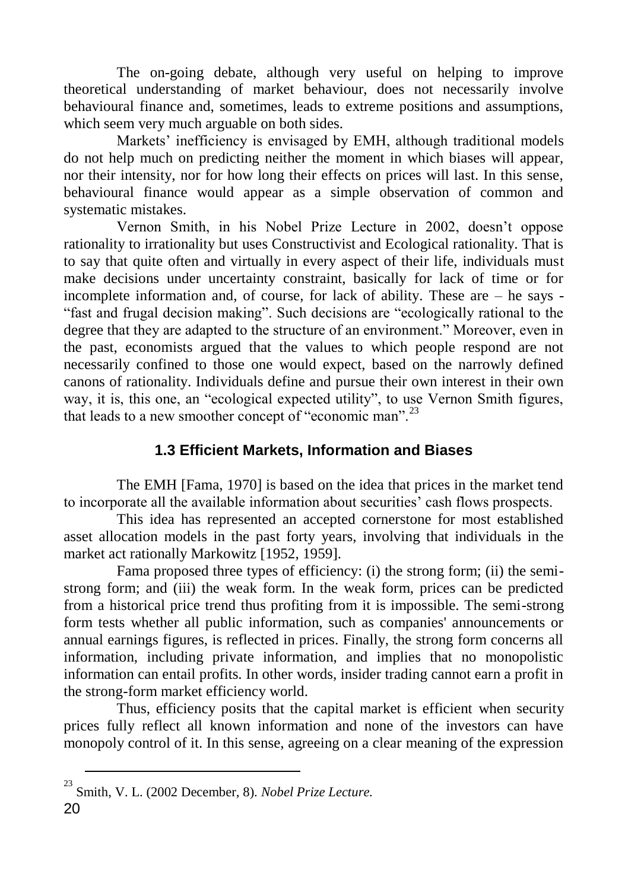The on-going debate, although very useful on helping to improve theoretical understanding of market behaviour, does not necessarily involve behavioural finance and, sometimes, leads to extreme positions and assumptions, which seem very much arguable on both sides.

Markets' inefficiency is envisaged by EMH, although traditional models do not help much on predicting neither the moment in which biases will appear, nor their intensity, nor for how long their effects on prices will last. In this sense, behavioural finance would appear as a simple observation of common and systematic mistakes.

Vernon Smith, in his Nobel Prize Lecture in 2002, doesn't oppose rationality to irrationality but uses Constructivist and Ecological rationality. That is to say that quite often and virtually in every aspect of their life, individuals must make decisions under uncertainty constraint, basically for lack of time or for incomplete information and, of course, for lack of ability. These are – he says - "fast and frugal decision making". Such decisions are "ecologically rational to the degree that they are adapted to the structure of an environment." Moreover, even in the past, economists argued that the values to which people respond are not necessarily confined to those one would expect, based on the narrowly defined canons of rationality. Individuals define and pursue their own interest in their own way, it is, this one, an "ecological expected utility", to use Vernon Smith figures, that leads to a new smoother concept of "economic man".[23]

### 1.3 Efficient Markets, Information and Biases

The EMH [Fama, 1970] is based on the idea that prices in the market tend to incorporate all the available information about securities' cash flows prospects.

This idea has represented an accepted cornerstone for most established asset allocation models in the past forty years, involving that individuals in the market act rationally Markowitz [1952, 1959].

Fama proposed three types of efficiency: (i) the strong form; (ii) the semi-strong form; and (iii) the weak form. In the weak form, prices can be predicted from a historical price trend thus profiting from it is impossible. The semi-strong form tests whether all public information, such as companies' announcements or annual earnings figures, is reflected in prices. Finally, the strong form concerns all information, including private information, and implies that no monopolistic information can entail profits. In other words, insider trading cannot earn a profit in the strong-form market efficiency world.

Thus, efficiency posits that the capital market is efficient when security prices fully reflect all known information and none of the investors can have monopoly control of it. In this sense, agreeing on a clear meaning of the expression

---

[23] Smith, V. L. (2002 December, 8). *Nobel Prize Lecture.*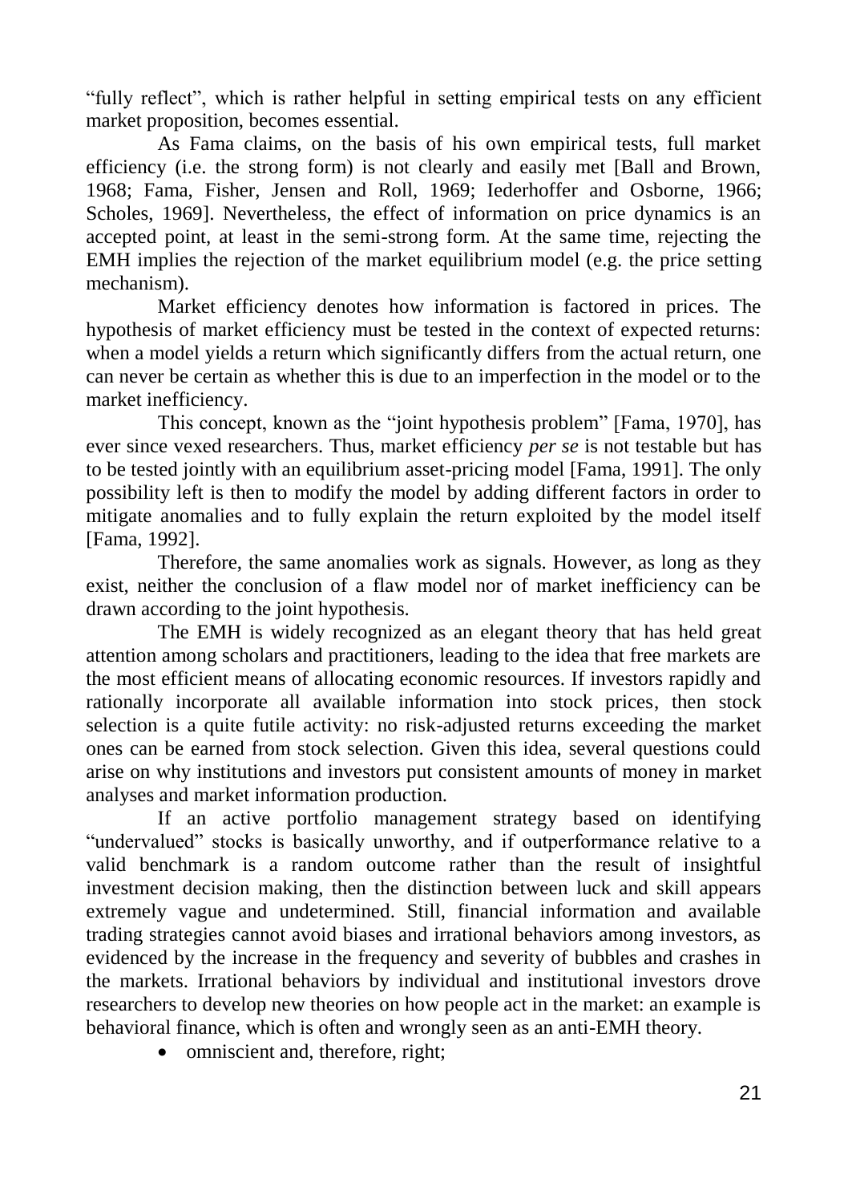"fully reflect", which is rather helpful in setting empirical tests on any efficient market proposition, becomes essential.

As Fama claims, on the basis of his own empirical tests, full market efficiency (i.e. the strong form) is not clearly and easily met [Ball and Brown, 1968; Fama, Fisher, Jensen and Roll, 1969; Iederhoffer and Osborne, 1966; Scholes, 1969]. Nevertheless, the effect of information on price dynamics is an accepted point, at least in the semi-strong form. At the same time, rejecting the EMH implies the rejection of the market equilibrium model (e.g. the price setting mechanism).

Market efficiency denotes how information is factored in prices. The hypothesis of market efficiency must be tested in the context of expected returns: when a model yields a return which significantly differs from the actual return, one can never be certain as whether this is due to an imperfection in the model or to the market inefficiency.

This concept, known as the "joint hypothesis problem" [Fama, 1970], has ever since vexed researchers. Thus, market efficiency *per se* is not testable but has to be tested jointly with an equilibrium asset-pricing model [Fama, 1991]. The only possibility left is then to modify the model by adding different factors in order to mitigate anomalies and to fully explain the return exploited by the model itself [Fama, 1992].

Therefore, the same anomalies work as signals. However, as long as they exist, neither the conclusion of a flaw model nor of market inefficiency can be drawn according to the joint hypothesis.

The EMH is widely recognized as an elegant theory that has held great attention among scholars and practitioners, leading to the idea that free markets are the most efficient means of allocating economic resources. If investors rapidly and rationally incorporate all available information into stock prices, then stock selection is a quite futile activity: no risk-adjusted returns exceeding the market ones can be earned from stock selection. Given this idea, several questions could arise on why institutions and investors put consistent amounts of money in market analyses and market information production.

If an active portfolio management strategy based on identifying "undervalued" stocks is basically unworthy, and if outperformance relative to a valid benchmark is a random outcome rather than the result of insightful investment decision making, then the distinction between luck and skill appears extremely vague and undetermined. Still, financial information and available trading strategies cannot avoid biases and irrational behaviors among investors, as evidenced by the increase in the frequency and severity of bubbles and crashes in the markets. Irrational behaviors by individual and institutional investors drove researchers to develop new theories on how people act in the market: an example is behavioral finance, which is often and wrongly seen as an anti-EMH theory.

- omniscient and, therefore, right;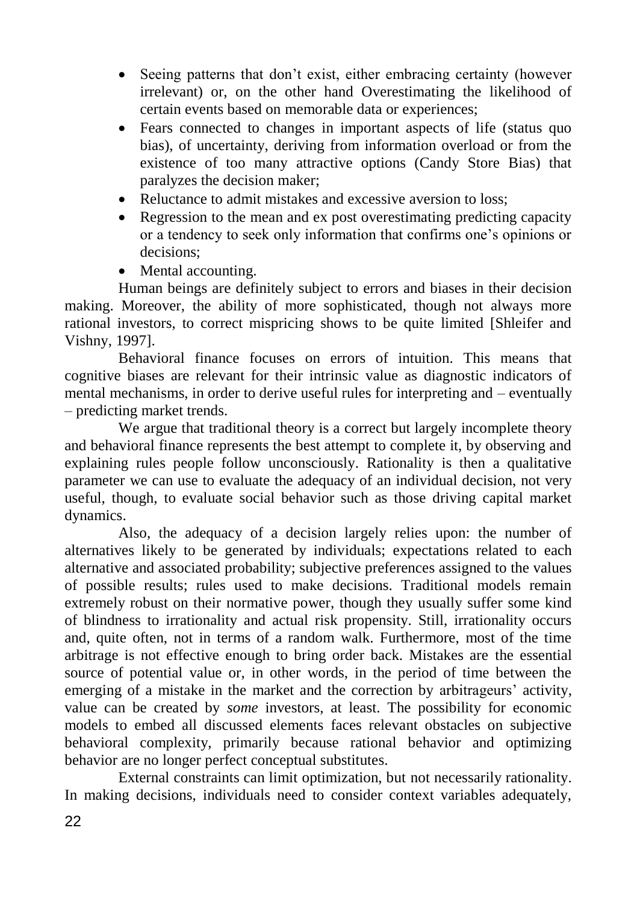- Seeing patterns that don't exist, either embracing certainty (however irrelevant) or, on the other hand Overestimating the likelihood of certain events based on memorable data or experiences;
- Fears connected to changes in important aspects of life (status quo bias), of uncertainty, deriving from information overload or from the existence of too many attractive options (Candy Store Bias) that paralyzes the decision maker;
- Reluctance to admit mistakes and excessive aversion to loss;
- Regression to the mean and ex post overestimating predicting capacity or a tendency to seek only information that confirms one's opinions or decisions;
- Mental accounting.

Human beings are definitely subject to errors and biases in their decision making. Moreover, the ability of more sophisticated, though not always more rational investors, to correct mispricing shows to be quite limited [Shleifer and Vishny, 1997].

Behavioral finance focuses on errors of intuition. This means that cognitive biases are relevant for their intrinsic value as diagnostic indicators of mental mechanisms, in order to derive useful rules for interpreting and – eventually – predicting market trends.

We argue that traditional theory is a correct but largely incomplete theory and behavioral finance represents the best attempt to complete it, by observing and explaining rules people follow unconsciously. Rationality is then a qualitative parameter we can use to evaluate the adequacy of an individual decision, not very useful, though, to evaluate social behavior such as those driving capital market dynamics.

Also, the adequacy of a decision largely relies upon: the number of alternatives likely to be generated by individuals; expectations related to each alternative and associated probability; subjective preferences assigned to the values of possible results; rules used to make decisions. Traditional models remain extremely robust on their normative power, though they usually suffer some kind of blindness to irrationality and actual risk propensity. Still, irrationality occurs and, quite often, not in terms of a random walk. Furthermore, most of the time arbitrage is not effective enough to bring order back. Mistakes are the essential source of potential value or, in other words, in the period of time between the emerging of a mistake in the market and the correction by arbitrageurs' activity, value can be created by *some* investors, at least. The possibility for economic models to embed all discussed elements faces relevant obstacles on subjective behavioral complexity, primarily because rational behavior and optimizing behavior are no longer perfect conceptual substitutes.

External constraints can limit optimization, but not necessarily rationality. In making decisions, individuals need to consider context variables adequately,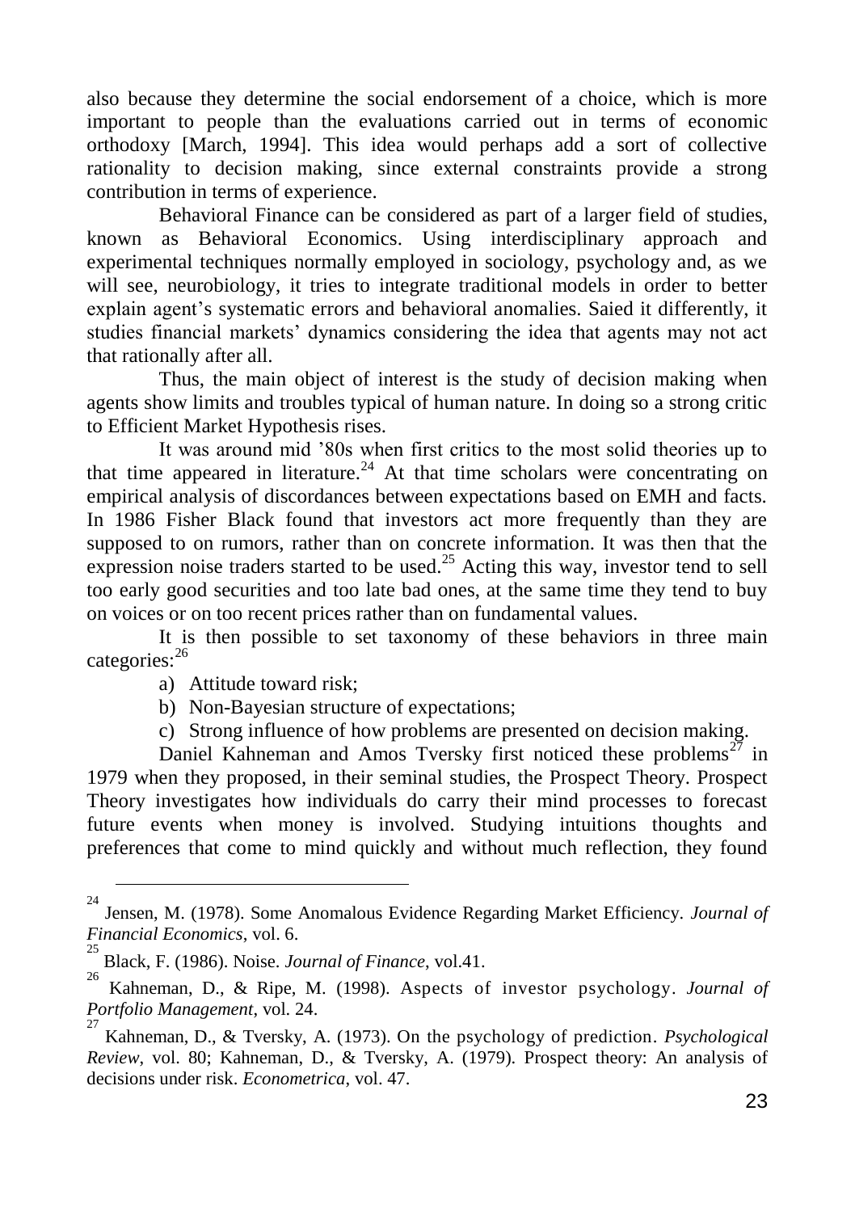also because they determine the social endorsement of a choice, which is more important to people than the evaluations carried out in terms of economic orthodoxy [March, 1994]. This idea would perhaps add a sort of collective rationality to decision making, since external constraints provide a strong contribution in terms of experience.

Behavioral Finance can be considered as part of a larger field of studies, known as Behavioral Economics. Using interdisciplinary approach and experimental techniques normally employed in sociology, psychology and, as we will see, neurobiology, it tries to integrate traditional models in order to better explain agent's systematic errors and behavioral anomalies. Saied it differently, it studies financial markets' dynamics considering the idea that agents may not act that rationally after all.

Thus, the main object of interest is the study of decision making when agents show limits and troubles typical of human nature. In doing so a strong critic to Efficient Market Hypothesis rises.

It was around mid '80s when first critics to the most solid theories up to that time appeared in literature.[24] At that time scholars were concentrating on empirical analysis of discordances between expectations based on EMH and facts. In 1986 Fisher Black found that investors act more frequently than they are supposed to on rumors, rather than on concrete information. It was then that the expression noise traders started to be used.[25] Acting this way, investor tend to sell too early good securities and too late bad ones, at the same time they tend to buy on voices or on too recent prices rather than on fundamental values.

It is then possible to set taxonomy of these behaviors in three main categories:[26]

a) Attitude toward risk;
b) Non-Bayesian structure of expectations;
c) Strong influence of how problems are presented on decision making.

Daniel Kahneman and Amos Tversky first noticed these problems[27] in 1979 when they proposed, in their seminal studies, the Prospect Theory. Prospect Theory investigates how individuals do carry their mind processes to forecast future events when money is involved. Studying intuitions thoughts and preferences that come to mind quickly and without much reflection, they found

---

[24] Jensen, M. (1978). Some Anomalous Evidence Regarding Market Efficiency. *Journal of Financial Economics*, vol. 6.

[25] Black, F. (1986). Noise. *Journal of Finance*, vol.41.

[26] Kahneman, D., & Ripe, M. (1998). Aspects of investor psychology. *Journal of Portfolio Management*, vol. 24.

[27] Kahneman, D., & Tversky, A. (1973). On the psychology of prediction. *Psychological Review*, vol. 80; Kahneman, D., & Tversky, A. (1979). Prospect theory: An analysis of decisions under risk. *Econometrica*, vol. 47.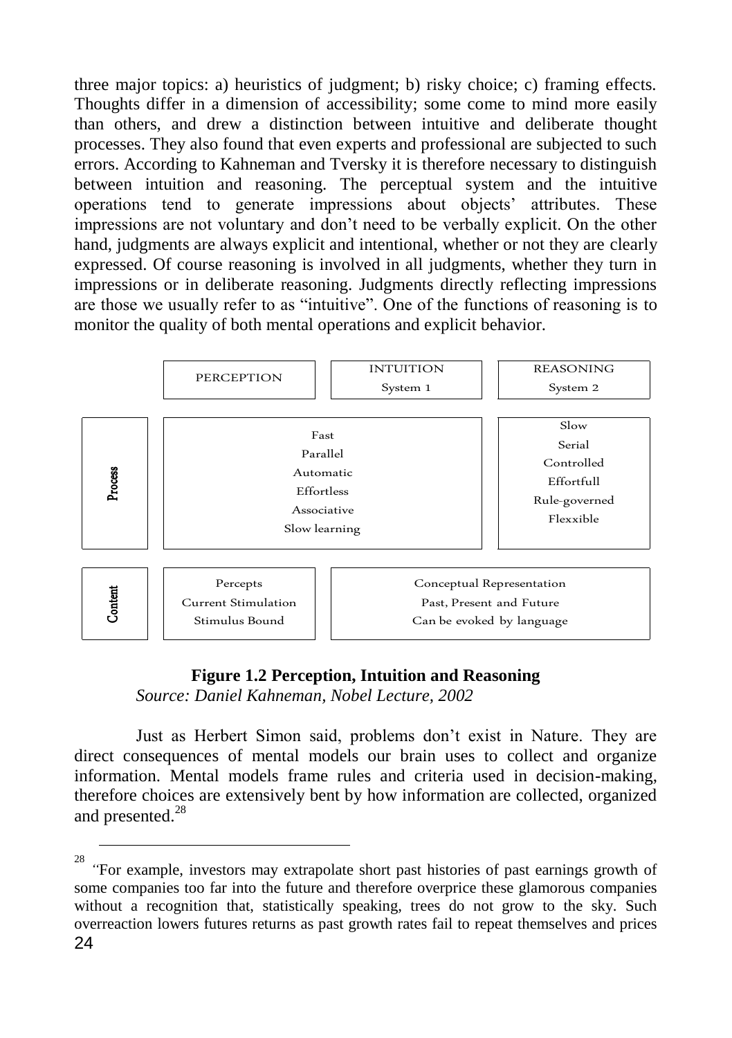three major topics: a) heuristics of judgment; b) risky choice; c) framing effects. Thoughts differ in a dimension of accessibility; some come to mind more easily than others, and drew a distinction between intuitive and deliberate thought processes. They also found that even experts and professional are subjected to such errors. According to Kahneman and Tversky it is therefore necessary to distinguish between intuition and reasoning. The perceptual system and the intuitive operations tend to generate impressions about objects' attributes. These impressions are not voluntary and don't need to be verbally explicit. On the other hand, judgments are always explicit and intentional, whether or not they are clearly expressed. Of course reasoning is involved in all judgments, whether they turn in impressions or in deliberate reasoning. Judgments directly reflecting impressions are those we usually refer to as "intuitive". One of the functions of reasoning is to monitor the quality of both mental operations and explicit behavior.

| | PERCEPTION | INTUITION System 1 | REASONING System 2 |
|---|---|---|---|
| **Process** | Fast, Parallel, Automatic, Effortless, Associative, Slow learning | | Slow, Serial, Controlled, Effortfull, Rule-governed, Flexxible |
| **Content** | Percepts, Current Stimulation, Stimulus Bound | Conceptual Representation, Past, Present and Future, Can be evoked by language | |

**Figure 1.2 Perception, Intuition and Reasoning**
*Source: Daniel Kahneman, Nobel Lecture, 2002*

Just as Herbert Simon said, problems don't exist in Nature. They are direct consequences of mental models our brain uses to collect and organize information. Mental models frame rules and criteria used in decision-making, therefore choices are extensively bent by how information are collected, organized and presented.[28]

---

[28] "For example, investors may extrapolate short past histories of past earnings growth of some companies too far into the future and therefore overprice these glamorous companies without a recognition that, statistically speaking, trees do not grow to the sky. Such overreaction lowers futures returns as past growth rates fail to repeat themselves and prices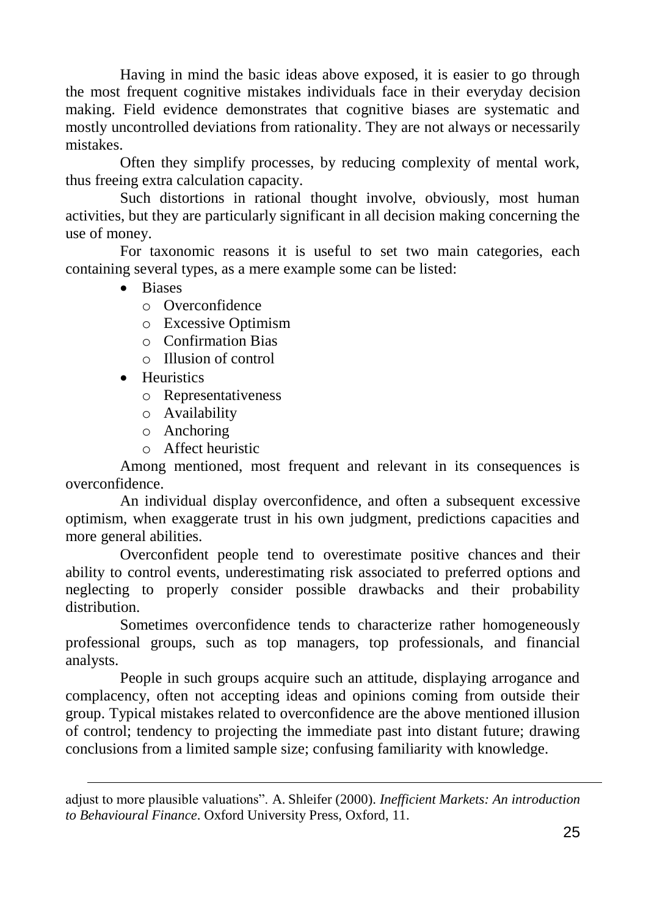Having in mind the basic ideas above exposed, it is easier to go through the most frequent cognitive mistakes individuals face in their everyday decision making. Field evidence demonstrates that cognitive biases are systematic and mostly uncontrolled deviations from rationality. They are not always or necessarily mistakes.

Often they simplify processes, by reducing complexity of mental work, thus freeing extra calculation capacity.

Such distortions in rational thought involve, obviously, most human activities, but they are particularly significant in all decision making concerning the use of money.

For taxonomic reasons it is useful to set two main categories, each containing several types, as a mere example some can be listed:

- Biases
  - Overconfidence
  - Excessive Optimism
  - Confirmation Bias
  - Illusion of control
- Heuristics
  - Representativeness
  - Availability
  - Anchoring
  - Affect heuristic

Among mentioned, most frequent and relevant in its consequences is overconfidence.

An individual display overconfidence, and often a subsequent excessive optimism, when exaggerate trust in his own judgment, predictions capacities and more general abilities.

Overconfident people tend to overestimate positive chances and their ability to control events, underestimating risk associated to preferred options and neglecting to properly consider possible drawbacks and their probability distribution.

Sometimes overconfidence tends to characterize rather homogeneously professional groups, such as top managers, top professionals, and financial analysts.

People in such groups acquire such an attitude, displaying arrogance and complacency, often not accepting ideas and opinions coming from outside their group. Typical mistakes related to overconfidence are the above mentioned illusion of control; tendency to projecting the immediate past into distant future; drawing conclusions from a limited sample size; confusing familiarity with knowledge.

---

adjust to more plausible valuations". A. Shleifer (2000). *Inefficient Markets: An introduction to Behavioural Finance*. Oxford University Press, Oxford, 11.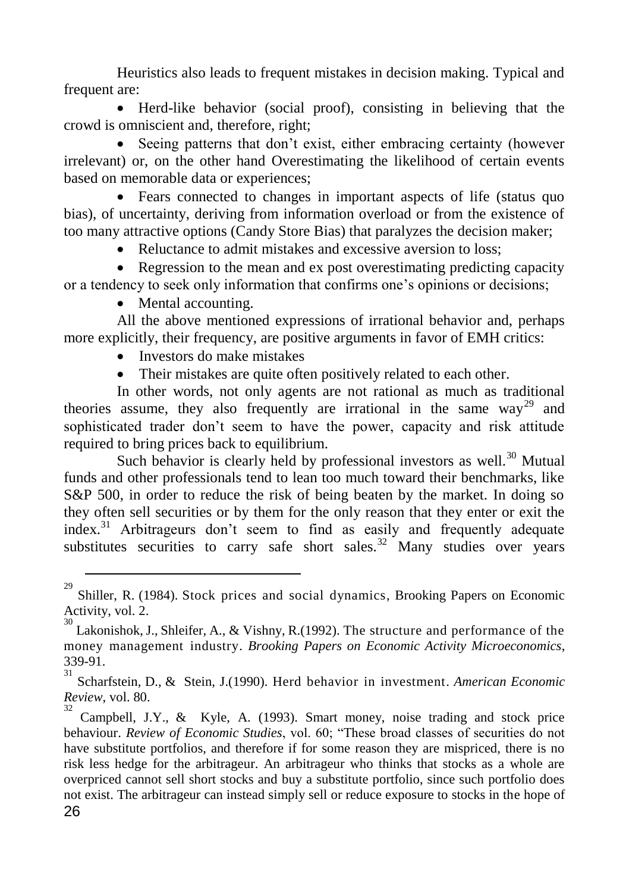Heuristics also leads to frequent mistakes in decision making. Typical and frequent are:

- Herd-like behavior (social proof), consisting in believing that the crowd is omniscient and, therefore, right;
- Seeing patterns that don't exist, either embracing certainty (however irrelevant) or, on the other hand Overestimating the likelihood of certain events based on memorable data or experiences;
- Fears connected to changes in important aspects of life (status quo bias), of uncertainty, deriving from information overload or from the existence of too many attractive options (Candy Store Bias) that paralyzes the decision maker;
- Reluctance to admit mistakes and excessive aversion to loss;
- Regression to the mean and ex post overestimating predicting capacity or a tendency to seek only information that confirms one's opinions or decisions;
- Mental accounting.

All the above mentioned expressions of irrational behavior and, perhaps more explicitly, their frequency, are positive arguments in favor of EMH critics:

- Investors do make mistakes
- Their mistakes are quite often positively related to each other.

In other words, not only agents are not rational as much as traditional theories assume, they also frequently are irrational in the same way[29] and sophisticated trader don't seem to have the power, capacity and risk attitude required to bring prices back to equilibrium.

Such behavior is clearly held by professional investors as well.[30] Mutual funds and other professionals tend to lean too much toward their benchmarks, like S&P 500, in order to reduce the risk of being beaten by the market. In doing so they often sell securities or by them for the only reason that they enter or exit the index.[31] Arbitrageurs don't seem to find as easily and frequently adequate substitutes securities to carry safe short sales.[32] Many studies over years

---

[29] Shiller, R. (1984). Stock prices and social dynamics, Brooking Papers on Economic Activity, vol. 2.

[30] Lakonishok, J., Shleifer, A., & Vishny, R.(1992). The structure and performance of the money management industry. *Brooking Papers on Economic Activity Microeconomics*, 339-91.

[31] Scharfstein, D., & Stein, J.(1990). Herd behavior in investment. *American Economic Review*, vol. 80.

[32] Campbell, J.Y., & Kyle, A. (1993). Smart money, noise trading and stock price behaviour. *Review of Economic Studies*, vol. 60; "These broad classes of securities do not have substitute portfolios, and therefore if for some reason they are mispriced, there is no risk less hedge for the arbitrageur. An arbitrageur who thinks that stocks as a whole are overpriced cannot sell short stocks and buy a substitute portfolio, since such portfolio does not exist. The arbitrageur can instead simply sell or reduce exposure to stocks in the hope of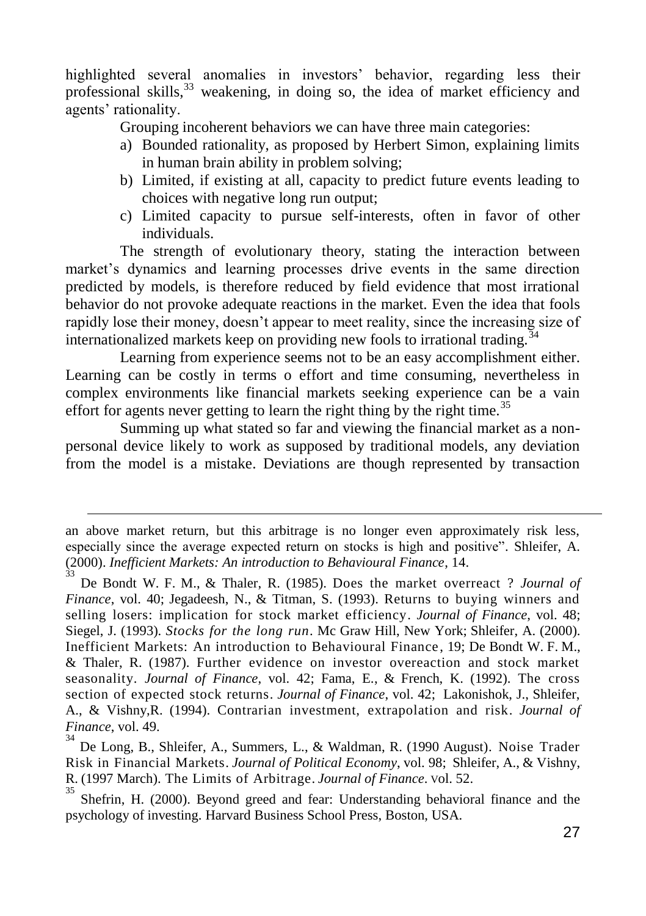highlighted several anomalies in investors' behavior, regarding less their professional skills,[33] weakening, in doing so, the idea of market efficiency and agents' rationality.

Grouping incoherent behaviors we can have three main categories:

a) Bounded rationality, as proposed by Herbert Simon, explaining limits in human brain ability in problem solving;
b) Limited, if existing at all, capacity to predict future events leading to choices with negative long run output;
c) Limited capacity to pursue self-interests, often in favor of other individuals.

The strength of evolutionary theory, stating the interaction between market's dynamics and learning processes drive events in the same direction predicted by models, is therefore reduced by field evidence that most irrational behavior do not provoke adequate reactions in the market. Even the idea that fools rapidly lose their money, doesn't appear to meet reality, since the increasing size of internationalized markets keep on providing new fools to irrational trading.[34]

Learning from experience seems not to be an easy accomplishment either. Learning can be costly in terms o effort and time consuming, nevertheless in complex environments like financial markets seeking experience can be a vain effort for agents never getting to learn the right thing by the right time.[35]

Summing up what stated so far and viewing the financial market as a non-personal device likely to work as supposed by traditional models, any deviation from the model is a mistake. Deviations are though represented by transaction

---

an above market return, but this arbitrage is no longer even approximately risk less, especially since the average expected return on stocks is high and positive". Shleifer, A. (2000). *Inefficient Markets: An introduction to Behavioural Finance*, 14.

[33] De Bondt W. F. M., & Thaler, R. (1985). Does the market overreact ? *Journal of Finance*, vol. 40; Jegadeesh, N., & Titman, S. (1993). Returns to buying winners and selling losers: implication for stock market efficiency. *Journal of Finance*, vol. 48; Siegel, J. (1993). *Stocks for the long run*. Mc Graw Hill, New York; Shleifer, A. (2000). Inefficient Markets: An introduction to Behavioural Finance, 19; De Bondt W. F. M., & Thaler, R. (1987). Further evidence on investor overeaction and stock market seasonality. *Journal of Finance*, vol. 42; Fama, E., & French, K. (1992). The cross section of expected stock returns. *Journal of Finance*, vol. 42; Lakonishok, J., Shleifer, A., & Vishny,R. (1994). Contrarian investment, extrapolation and risk. *Journal of Finance*, vol. 49.

[34] De Long, B., Shleifer, A., Summers, L., & Waldman, R. (1990 August). Noise Trader Risk in Financial Markets. *Journal of Political Economy*, vol. 98; Shleifer, A., & Vishny, R. (1997 March). The Limits of Arbitrage. *Journal of Finance*. vol. 52.

[35] Shefrin, H. (2000). Beyond greed and fear: Understanding behavioral finance and the psychology of investing. Harvard Business School Press, Boston, USA.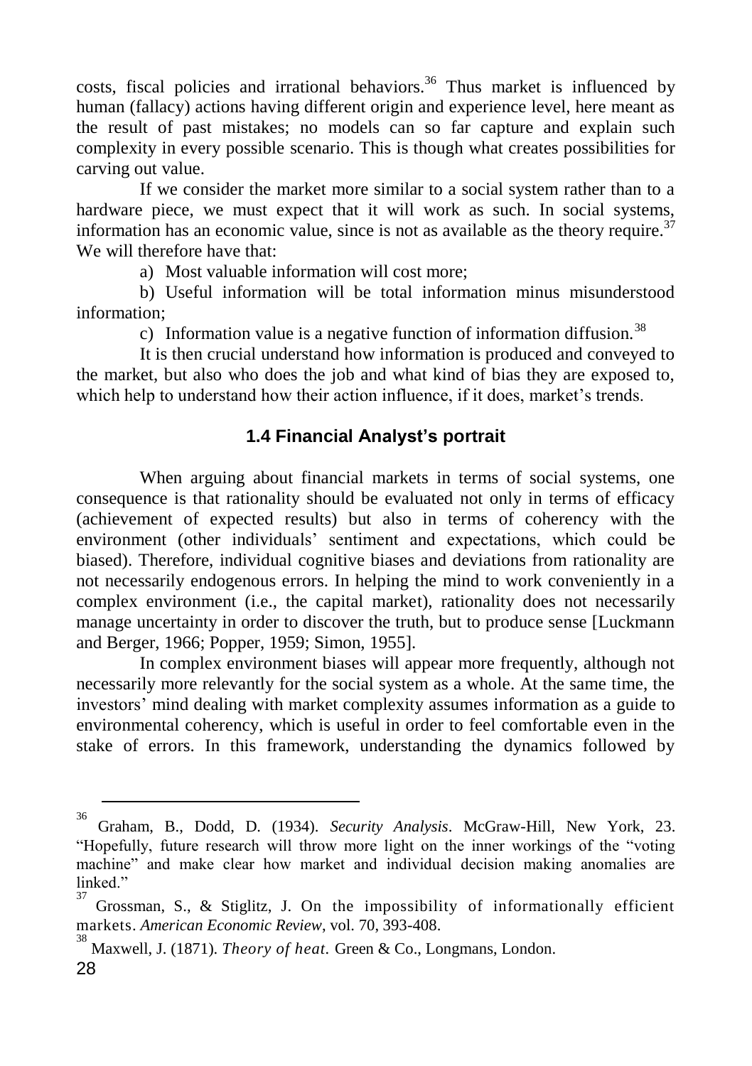costs, fiscal policies and irrational behaviors.[36] Thus market is influenced by human (fallacy) actions having different origin and experience level, here meant as the result of past mistakes; no models can so far capture and explain such complexity in every possible scenario. This is though what creates possibilities for carving out value.

If we consider the market more similar to a social system rather than to a hardware piece, we must expect that it will work as such. In social systems, information has an economic value, since is not as available as the theory require.[37] We will therefore have that:

a) Most valuable information will cost more;

b) Useful information will be total information minus misunderstood information;

c) Information value is a negative function of information diffusion.[38]

It is then crucial understand how information is produced and conveyed to the market, but also who does the job and what kind of bias they are exposed to, which help to understand how their action influence, if it does, market's trends.

### 1.4 Financial Analyst's portrait

When arguing about financial markets in terms of social systems, one consequence is that rationality should be evaluated not only in terms of efficacy (achievement of expected results) but also in terms of coherency with the environment (other individuals' sentiment and expectations, which could be biased). Therefore, individual cognitive biases and deviations from rationality are not necessarily endogenous errors. In helping the mind to work conveniently in a complex environment (i.e., the capital market), rationality does not necessarily manage uncertainty in order to discover the truth, but to produce sense [Luckmann and Berger, 1966; Popper, 1959; Simon, 1955].

In complex environment biases will appear more frequently, although not necessarily more relevantly for the social system as a whole. At the same time, the investors' mind dealing with market complexity assumes information as a guide to environmental coherency, which is useful in order to feel comfortable even in the stake of errors. In this framework, understanding the dynamics followed by

---

[36] Graham, B., Dodd, D. (1934). *Security Analysis*. McGraw-Hill, New York, 23. "Hopefully, future research will throw more light on the inner workings of the "voting machine" and make clear how market and individual decision making anomalies are linked."

[37] Grossman, S., & Stiglitz, J. On the impossibility of informationally efficient markets. *American Economic Review*, vol. 70, 393-408.

[38] Maxwell, J. (1871). *Theory of heat.* Green & Co., Longmans, London.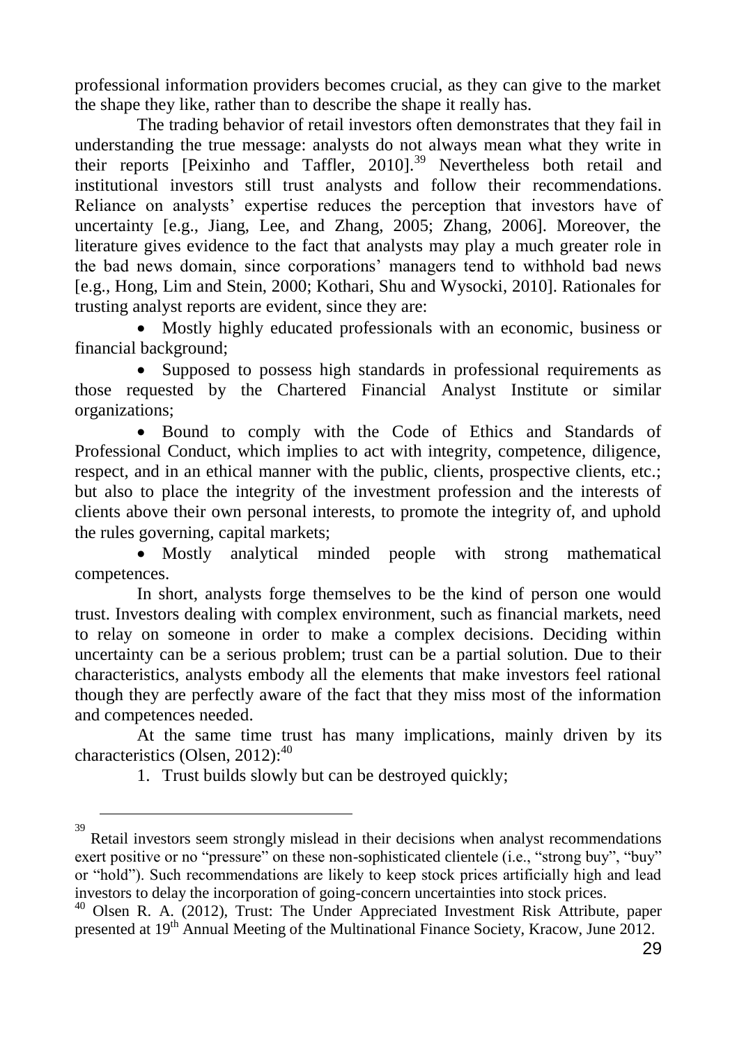professional information providers becomes crucial, as they can give to the market the shape they like, rather than to describe the shape it really has.

The trading behavior of retail investors often demonstrates that they fail in understanding the true message: analysts do not always mean what they write in their reports [Peixinho and Taffler, 2010].[39] Nevertheless both retail and institutional investors still trust analysts and follow their recommendations. Reliance on analysts' expertise reduces the perception that investors have of uncertainty [e.g., Jiang, Lee, and Zhang, 2005; Zhang, 2006]. Moreover, the literature gives evidence to the fact that analysts may play a much greater role in the bad news domain, since corporations' managers tend to withhold bad news [e.g., Hong, Lim and Stein, 2000; Kothari, Shu and Wysocki, 2010]. Rationales for trusting analyst reports are evident, since they are:

- Mostly highly educated professionals with an economic, business or financial background;
- Supposed to possess high standards in professional requirements as those requested by the Chartered Financial Analyst Institute or similar organizations;
- Bound to comply with the Code of Ethics and Standards of Professional Conduct, which implies to act with integrity, competence, diligence, respect, and in an ethical manner with the public, clients, prospective clients, etc.; but also to place the integrity of the investment profession and the interests of clients above their own personal interests, to promote the integrity of, and uphold the rules governing, capital markets;
- Mostly analytical minded people with strong mathematical competences.

In short, analysts forge themselves to be the kind of person one would trust. Investors dealing with complex environment, such as financial markets, need to relay on someone in order to make a complex decisions. Deciding within uncertainty can be a serious problem; trust can be a partial solution. Due to their characteristics, analysts embody all the elements that make investors feel rational though they are perfectly aware of the fact that they miss most of the information and competences needed.

At the same time trust has many implications, mainly driven by its characteristics (Olsen, 2012):[40]

1. Trust builds slowly but can be destroyed quickly;

---

[39] Retail investors seem strongly mislead in their decisions when analyst recommendations exert positive or no "pressure" on these non-sophisticated clientele (i.e., "strong buy", "buy" or "hold"). Such recommendations are likely to keep stock prices artificially high and lead investors to delay the incorporation of going-concern uncertainties into stock prices.

[40] Olsen R. A. (2012), Trust: The Under Appreciated Investment Risk Attribute, paper presented at 19th Annual Meeting of the Multinational Finance Society, Kracow, June 2012.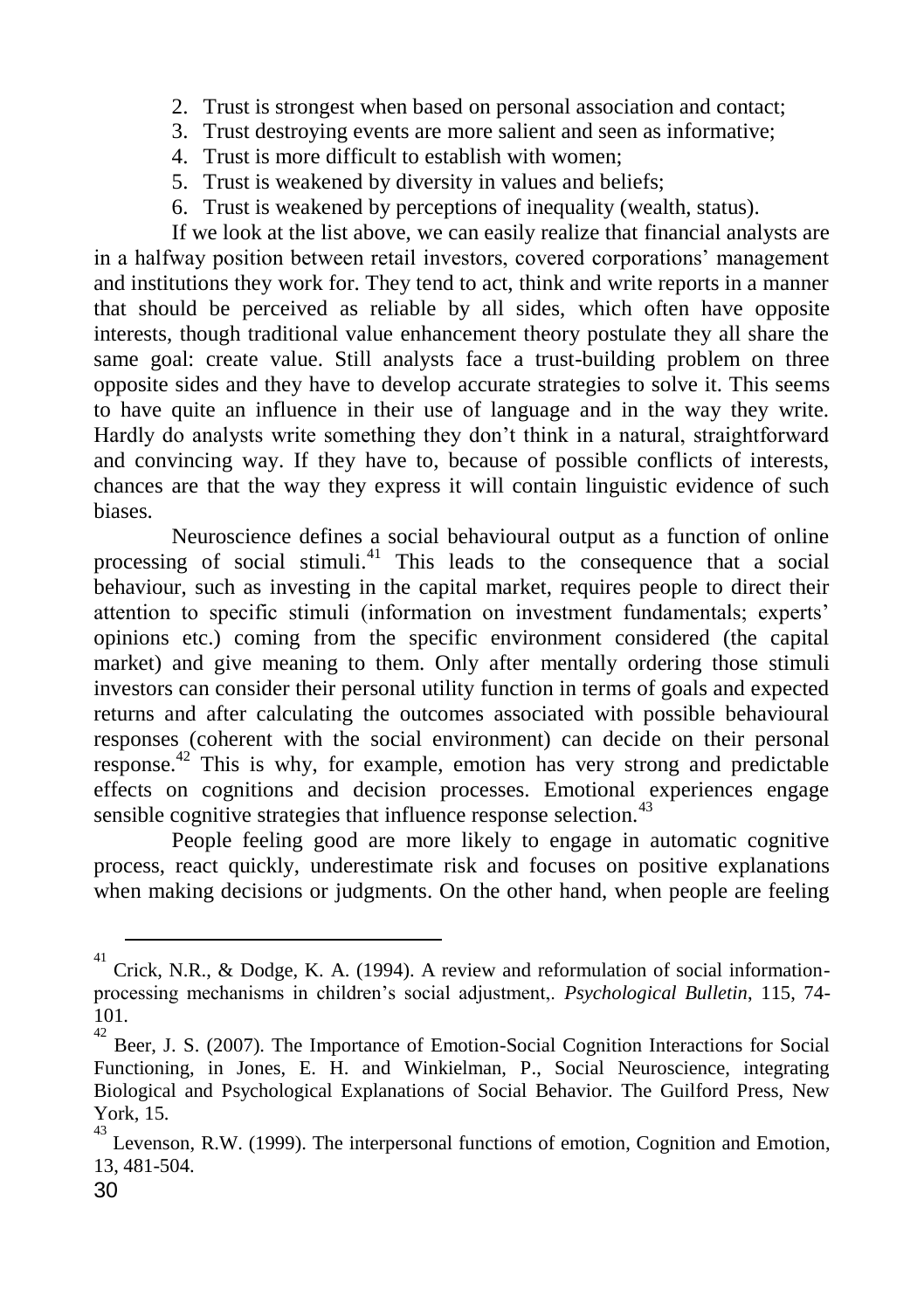2. Trust is strongest when based on personal association and contact;
3. Trust destroying events are more salient and seen as informative;
4. Trust is more difficult to establish with women;
5. Trust is weakened by diversity in values and beliefs;
6. Trust is weakened by perceptions of inequality (wealth, status).

If we look at the list above, we can easily realize that financial analysts are in a halfway position between retail investors, covered corporations' management and institutions they work for. They tend to act, think and write reports in a manner that should be perceived as reliable by all sides, which often have opposite interests, though traditional value enhancement theory postulate they all share the same goal: create value. Still analysts face a trust-building problem on three opposite sides and they have to develop accurate strategies to solve it. This seems to have quite an influence in their use of language and in the way they write. Hardly do analysts write something they don't think in a natural, straightforward and convincing way. If they have to, because of possible conflicts of interests, chances are that the way they express it will contain linguistic evidence of such biases.

Neuroscience defines a social behavioural output as a function of online processing of social stimuli.[41] This leads to the consequence that a social behaviour, such as investing in the capital market, requires people to direct their attention to specific stimuli (information on investment fundamentals; experts' opinions etc.) coming from the specific environment considered (the capital market) and give meaning to them. Only after mentally ordering those stimuli investors can consider their personal utility function in terms of goals and expected returns and after calculating the outcomes associated with possible behavioural responses (coherent with the social environment) can decide on their personal response.[42] This is why, for example, emotion has very strong and predictable effects on cognitions and decision processes. Emotional experiences engage sensible cognitive strategies that influence response selection.[43]

People feeling good are more likely to engage in automatic cognitive process, react quickly, underestimate risk and focuses on positive explanations when making decisions or judgments. On the other hand, when people are feeling

---

[41] Crick, N.R., & Dodge, K. A. (1994). A review and reformulation of social information-processing mechanisms in children's social adjustment,. *Psychological Bulletin*, 115, 74-101.

[42] Beer, J. S. (2007). The Importance of Emotion-Social Cognition Interactions for Social Functioning, in Jones, E. H. and Winkielman, P., Social Neuroscience, integrating Biological and Psychological Explanations of Social Behavior. The Guilford Press, New York, 15.

[43] Levenson, R.W. (1999). The interpersonal functions of emotion, Cognition and Emotion, 13, 481-504.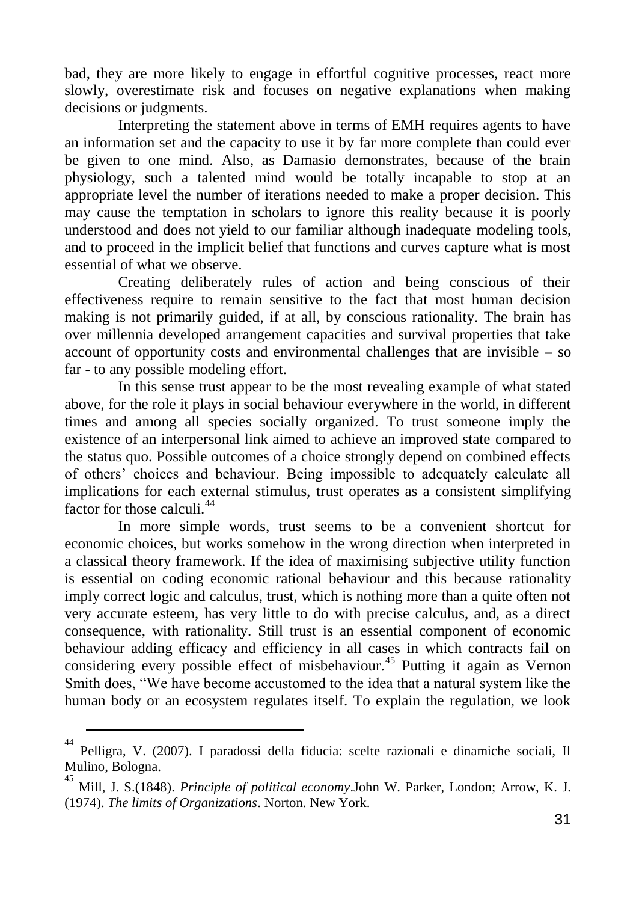bad, they are more likely to engage in effortful cognitive processes, react more slowly, overestimate risk and focuses on negative explanations when making decisions or judgments.

Interpreting the statement above in terms of EMH requires agents to have an information set and the capacity to use it by far more complete than could ever be given to one mind. Also, as Damasio demonstrates, because of the brain physiology, such a talented mind would be totally incapable to stop at an appropriate level the number of iterations needed to make a proper decision. This may cause the temptation in scholars to ignore this reality because it is poorly understood and does not yield to our familiar although inadequate modeling tools, and to proceed in the implicit belief that functions and curves capture what is most essential of what we observe.

Creating deliberately rules of action and being conscious of their effectiveness require to remain sensitive to the fact that most human decision making is not primarily guided, if at all, by conscious rationality. The brain has over millennia developed arrangement capacities and survival properties that take account of opportunity costs and environmental challenges that are invisible – so far - to any possible modeling effort.

In this sense trust appear to be the most revealing example of what stated above, for the role it plays in social behaviour everywhere in the world, in different times and among all species socially organized. To trust someone imply the existence of an interpersonal link aimed to achieve an improved state compared to the status quo. Possible outcomes of a choice strongly depend on combined effects of others' choices and behaviour. Being impossible to adequately calculate all implications for each external stimulus, trust operates as a consistent simplifying factor for those calculi.[44]

In more simple words, trust seems to be a convenient shortcut for economic choices, but works somehow in the wrong direction when interpreted in a classical theory framework. If the idea of maximising subjective utility function is essential on coding economic rational behaviour and this because rationality imply correct logic and calculus, trust, which is nothing more than a quite often not very accurate esteem, has very little to do with precise calculus, and, as a direct consequence, with rationality. Still trust is an essential component of economic behaviour adding efficacy and efficiency in all cases in which contracts fail on considering every possible effect of misbehaviour.[45] Putting it again as Vernon Smith does, "We have become accustomed to the idea that a natural system like the human body or an ecosystem regulates itself. To explain the regulation, we look

---

[44] Pelligra, V. (2007). I paradossi della fiducia: scelte razionali e dinamiche sociali, Il Mulino, Bologna.

[45] Mill, J. S.(1848). *Principle of political economy*.John W. Parker, London; Arrow, K. J. (1974). *The limits of Organizations*. Norton. New York.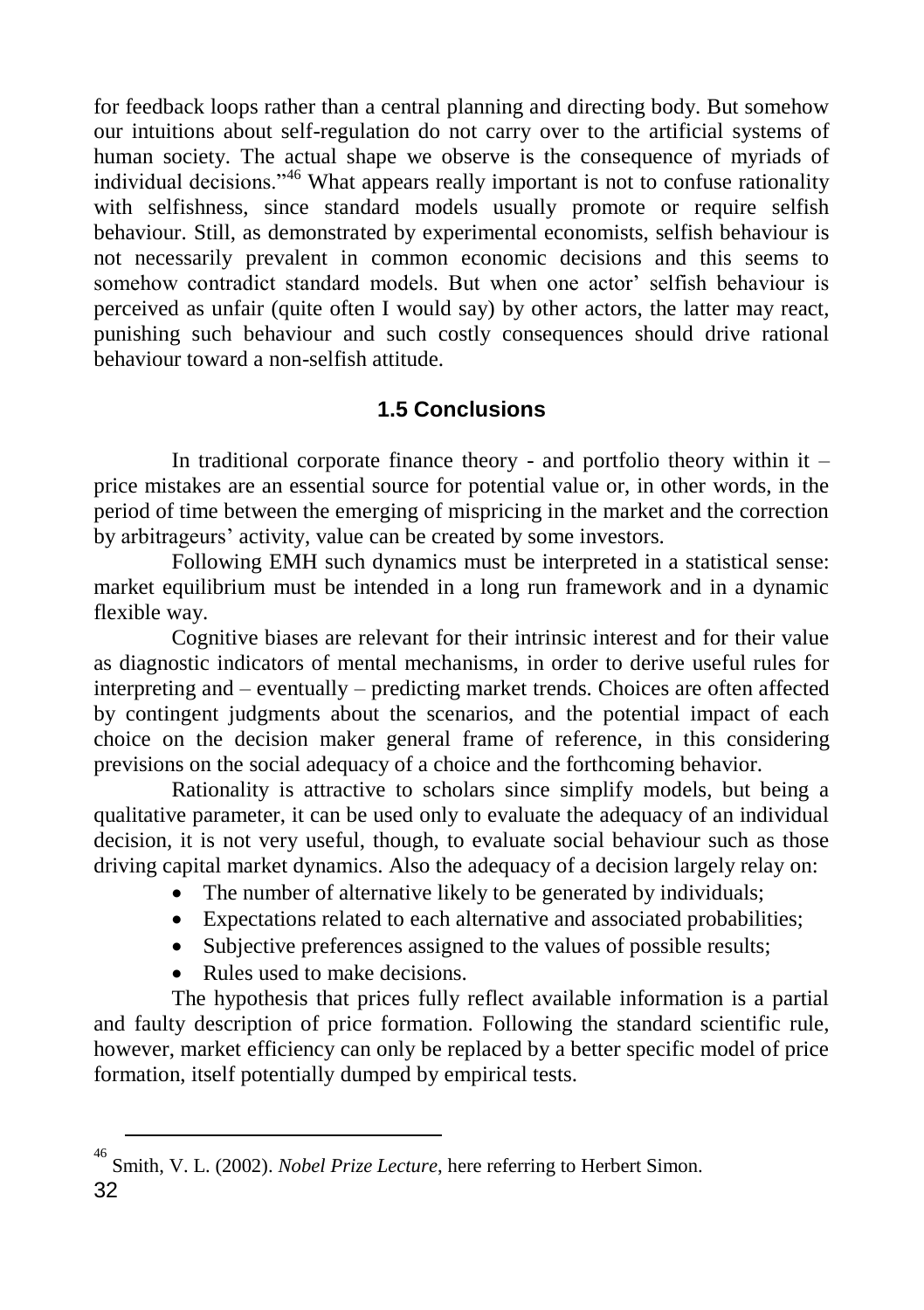for feedback loops rather than a central planning and directing body. But somehow our intuitions about self-regulation do not carry over to the artificial systems of human society. The actual shape we observe is the consequence of myriads of individual decisions."[46] What appears really important is not to confuse rationality with selfishness, since standard models usually promote or require selfish behaviour. Still, as demonstrated by experimental economists, selfish behaviour is not necessarily prevalent in common economic decisions and this seems to somehow contradict standard models. But when one actor' selfish behaviour is perceived as unfair (quite often I would say) by other actors, the latter may react, punishing such behaviour and such costly consequences should drive rational behaviour toward a non-selfish attitude.

### 1.5 Conclusions

In traditional corporate finance theory - and portfolio theory within it – price mistakes are an essential source for potential value or, in other words, in the period of time between the emerging of mispricing in the market and the correction by arbitrageurs' activity, value can be created by some investors.

Following EMH such dynamics must be interpreted in a statistical sense: market equilibrium must be intended in a long run framework and in a dynamic flexible way.

Cognitive biases are relevant for their intrinsic interest and for their value as diagnostic indicators of mental mechanisms, in order to derive useful rules for interpreting and – eventually – predicting market trends. Choices are often affected by contingent judgments about the scenarios, and the potential impact of each choice on the decision maker general frame of reference, in this considering previsions on the social adequacy of a choice and the forthcoming behavior.

Rationality is attractive to scholars since simplify models, but being a qualitative parameter, it can be used only to evaluate the adequacy of an individual decision, it is not very useful, though, to evaluate social behaviour such as those driving capital market dynamics. Also the adequacy of a decision largely relay on:

- The number of alternative likely to be generated by individuals;
- Expectations related to each alternative and associated probabilities;
- Subjective preferences assigned to the values of possible results;
- Rules used to make decisions.

The hypothesis that prices fully reflect available information is a partial and faulty description of price formation. Following the standard scientific rule, however, market efficiency can only be replaced by a better specific model of price formation, itself potentially dumped by empirical tests.

---

[46] Smith, V. L. (2002). *Nobel Prize Lecture*, here referring to Herbert Simon.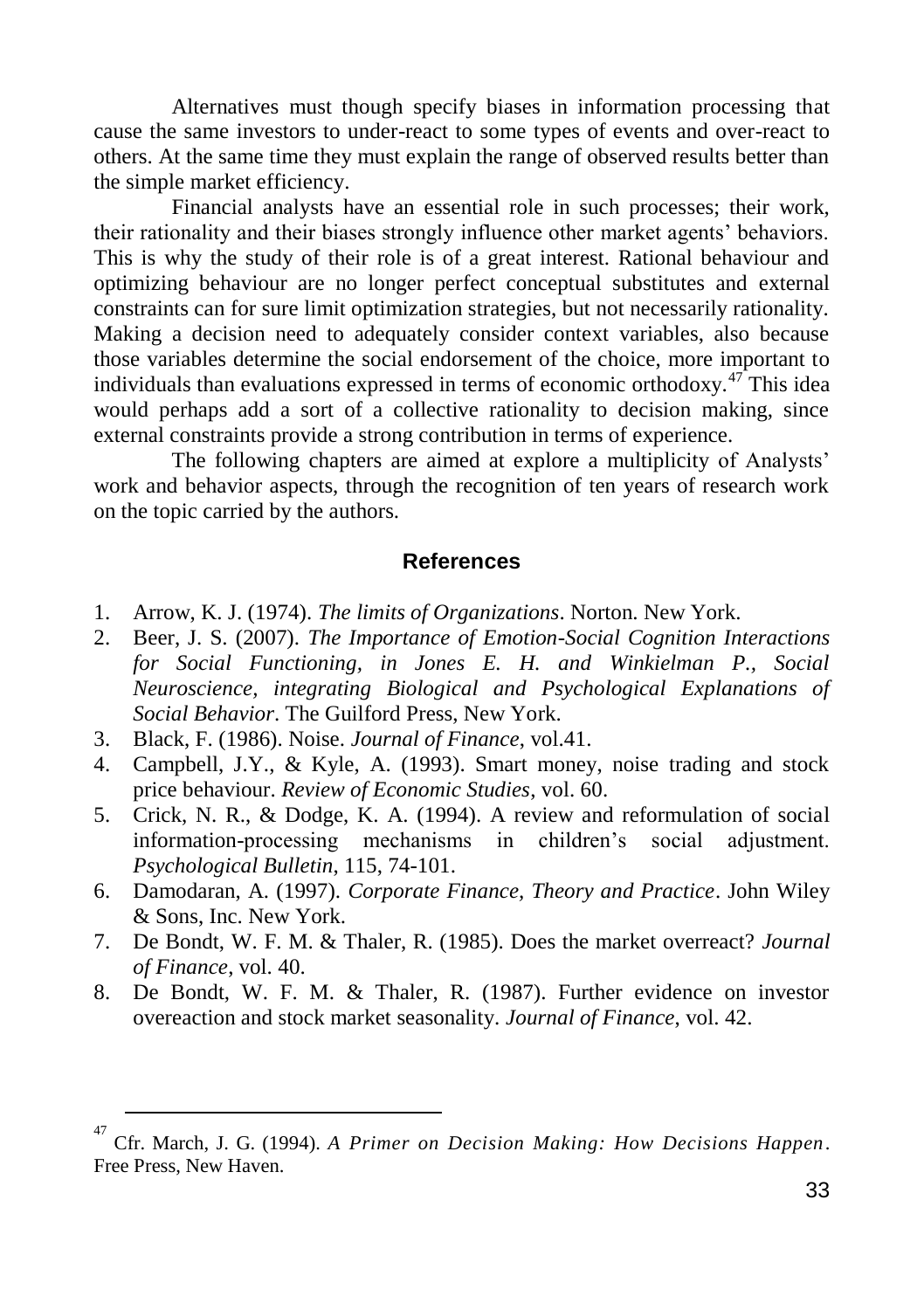Alternatives must though specify biases in information processing that cause the same investors to under-react to some types of events and over-react to others. At the same time they must explain the range of observed results better than the simple market efficiency.

Financial analysts have an essential role in such processes; their work, their rationality and their biases strongly influence other market agents' behaviors. This is why the study of their role is of a great interest. Rational behaviour and optimizing behaviour are no longer perfect conceptual substitutes and external constraints can for sure limit optimization strategies, but not necessarily rationality. Making a decision need to adequately consider context variables, also because those variables determine the social endorsement of the choice, more important to individuals than evaluations expressed in terms of economic orthodoxy.[47] This idea would perhaps add a sort of a collective rationality to decision making, since external constraints provide a strong contribution in terms of experience.

The following chapters are aimed at explore a multiplicity of Analysts' work and behavior aspects, through the recognition of ten years of research work on the topic carried by the authors.

## References

1. Arrow, K. J. (1974). *The limits of Organizations*. Norton. New York.
2. Beer, J. S. (2007). *The Importance of Emotion-Social Cognition Interactions for Social Functioning, in Jones E. H. and Winkielman P., Social Neuroscience, integrating Biological and Psychological Explanations of Social Behavior*. The Guilford Press, New York.
3. Black, F. (1986). Noise. *Journal of Finance*, vol.41.
4. Campbell, J.Y., & Kyle, A. (1993). Smart money, noise trading and stock price behaviour. *Review of Economic Studies*, vol. 60.
5. Crick, N. R., & Dodge, K. A. (1994). A review and reformulation of social information-processing mechanisms in children's social adjustment. *Psychological Bulletin*, 115, 74-101.
6. Damodaran, A. (1997). *Corporate Finance, Theory and Practice*. John Wiley & Sons, Inc. New York.
7. De Bondt, W. F. M. & Thaler, R. (1985). Does the market overreact? *Journal of Finance*, vol. 40.
8. De Bondt, W. F. M. & Thaler, R. (1987). Further evidence on investor overeaction and stock market seasonality. *Journal of Finance*, vol. 42.

---

[47] Cfr. March, J. G. (1994). *A Primer on Decision Making: How Decisions Happen*. Free Press, New Haven.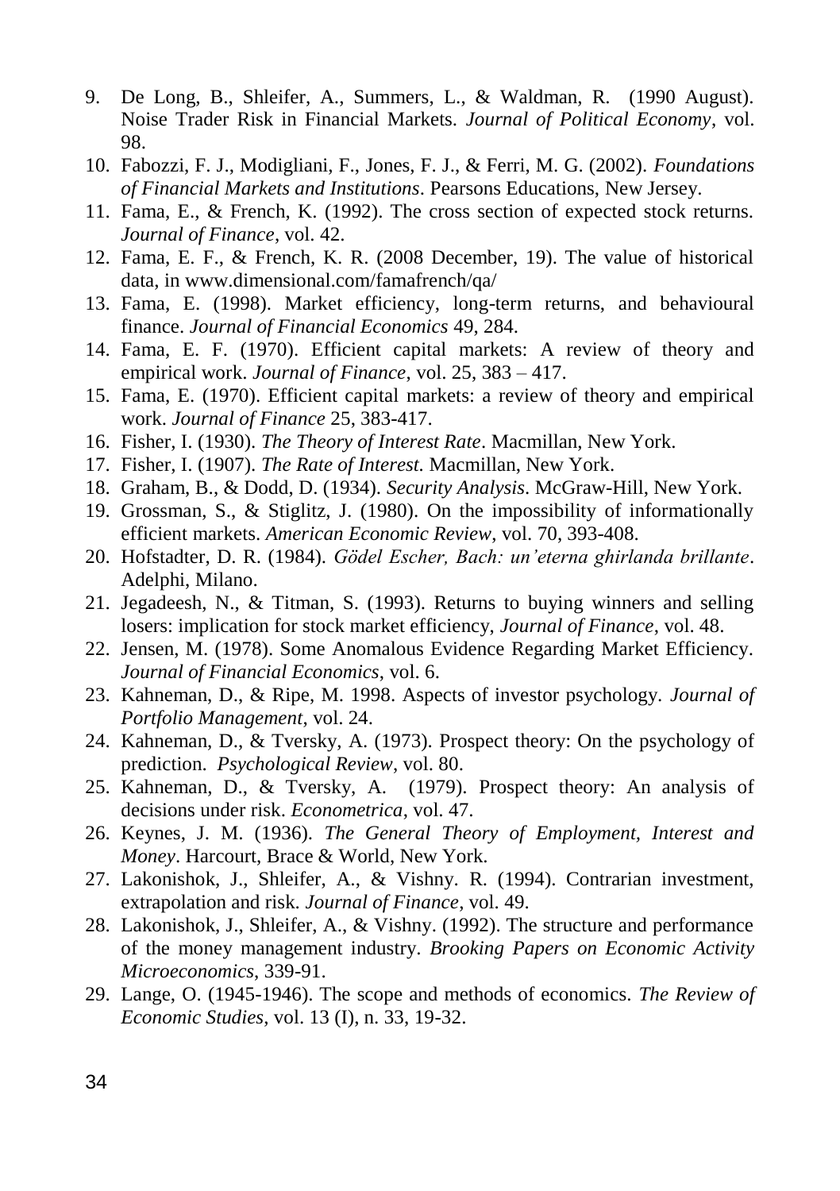9. De Long, B., Shleifer, A., Summers, L., & Waldman, R. (1990 August). Noise Trader Risk in Financial Markets. *Journal of Political Economy*, vol. 98.
10. Fabozzi, F. J., Modigliani, F., Jones, F. J., & Ferri, M. G. (2002). *Foundations of Financial Markets and Institutions*. Pearsons Educations, New Jersey.
11. Fama, E., & French, K. (1992). The cross section of expected stock returns. *Journal of Finance*, vol. 42.
12. Fama, E. F., & French, K. R. (2008 December, 19). The value of historical data, in www.dimensional.com/famafrench/qa/
13. Fama, E. (1998). Market efficiency, long-term returns, and behavioural finance. *Journal of Financial Economics* 49, 284.
14. Fama, E. F. (1970). Efficient capital markets: A review of theory and empirical work. *Journal of Finance*, vol. 25, 383 – 417.
15. Fama, E. (1970). Efficient capital markets: a review of theory and empirical work. *Journal of Finance* 25, 383-417.
16. Fisher, I. (1930). *The Theory of Interest Rate*. Macmillan, New York.
17. Fisher, I. (1907). *The Rate of Interest.* Macmillan, New York.
18. Graham, B., & Dodd, D. (1934). *Security Analysis*. McGraw-Hill, New York.
19. Grossman, S., & Stiglitz, J. (1980). On the impossibility of informationally efficient markets. *American Economic Review*, vol. 70, 393-408.
20. Hofstadter, D. R. (1984). *Gödel Escher, Bach: un'eterna ghirlanda brillante*. Adelphi, Milano.
21. Jegadeesh, N., & Titman, S. (1993). Returns to buying winners and selling losers: implication for stock market efficiency, *Journal of Finance*, vol. 48.
22. Jensen, M. (1978). Some Anomalous Evidence Regarding Market Efficiency. *Journal of Financial Economics*, vol. 6.
23. Kahneman, D., & Ripe, M. 1998. Aspects of investor psychology. *Journal of Portfolio Management*, vol. 24.
24. Kahneman, D., & Tversky, A. (1973). Prospect theory: On the psychology of prediction. *Psychological Review*, vol. 80.
25. Kahneman, D., & Tversky, A. (1979). Prospect theory: An analysis of decisions under risk. *Econometrica*, vol. 47.
26. Keynes, J. M. (1936). *The General Theory of Employment, Interest and Money*. Harcourt, Brace & World, New York.
27. Lakonishok, J., Shleifer, A., & Vishny. R. (1994). Contrarian investment, extrapolation and risk. *Journal of Finance*, vol. 49.
28. Lakonishok, J., Shleifer, A., & Vishny. (1992). The structure and performance of the money management industry. *Brooking Papers on Economic Activity Microeconomics*, 339-91.
29. Lange, O. (1945-1946). The scope and methods of economics. *The Review of Economic Studies*, vol. 13 (I), n. 33, 19-32.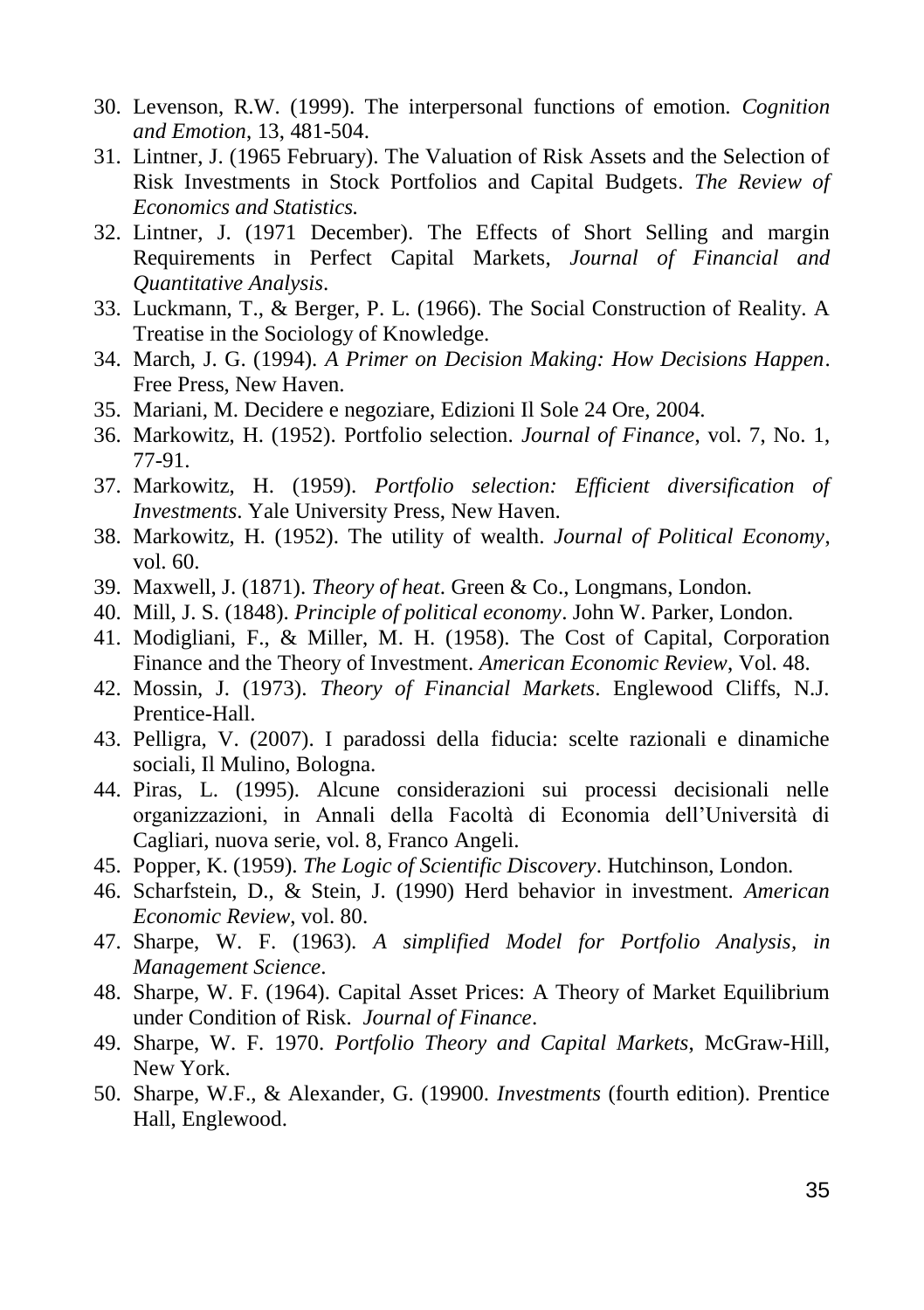30. Levenson, R.W. (1999). The interpersonal functions of emotion. *Cognition and Emotion*, 13, 481-504.
31. Lintner, J. (1965 February). The Valuation of Risk Assets and the Selection of Risk Investments in Stock Portfolios and Capital Budgets. *The Review of Economics and Statistics.*
32. Lintner, J. (1971 December). The Effects of Short Selling and margin Requirements in Perfect Capital Markets, *Journal of Financial and Quantitative Analysis*.
33. Luckmann, T., & Berger, P. L. (1966). The Social Construction of Reality. A Treatise in the Sociology of Knowledge.
34. March, J. G. (1994). *A Primer on Decision Making: How Decisions Happen*. Free Press, New Haven.
35. Mariani, M. Decidere e negoziare, Edizioni Il Sole 24 Ore, 2004.
36. Markowitz, H. (1952). Portfolio selection. *Journal of Finance*, vol. 7, No. 1, 77-91.
37. Markowitz, H. (1959). *Portfolio selection: Efficient diversification of Investments*. Yale University Press, New Haven.
38. Markowitz, H. (1952). The utility of wealth. *Journal of Political Economy*, vol. 60.
39. Maxwell, J. (1871). *Theory of heat*. Green & Co., Longmans, London.
40. Mill, J. S. (1848). *Principle of political economy*. John W. Parker, London.
41. Modigliani, F., & Miller, M. H. (1958). The Cost of Capital, Corporation Finance and the Theory of Investment. *American Economic Review*, Vol. 48.
42. Mossin, J. (1973). *Theory of Financial Markets*. Englewood Cliffs, N.J. Prentice-Hall.
43. Pelligra, V. (2007). I paradossi della fiducia: scelte razionali e dinamiche sociali, Il Mulino, Bologna.
44. Piras, L. (1995). Alcune considerazioni sui processi decisionali nelle organizzazioni, in Annali della Facoltà di Economia dell'Università di Cagliari, nuova serie, vol. 8, Franco Angeli.
45. Popper, K. (1959). *The Logic of Scientific Discovery*. Hutchinson, London.
46. Scharfstein, D., & Stein, J. (1990) Herd behavior in investment. *American Economic Review*, vol. 80.
47. Sharpe, W. F. (1963). *A simplified Model for Portfolio Analysis, in Management Science*.
48. Sharpe, W. F. (1964). Capital Asset Prices: A Theory of Market Equilibrium under Condition of Risk. *Journal of Finance*.
49. Sharpe, W. F. 1970. *Portfolio Theory and Capital Markets*, McGraw-Hill, New York.
50. Sharpe, W.F., & Alexander, G. (19900. *Investments* (fourth edition). Prentice Hall, Englewood.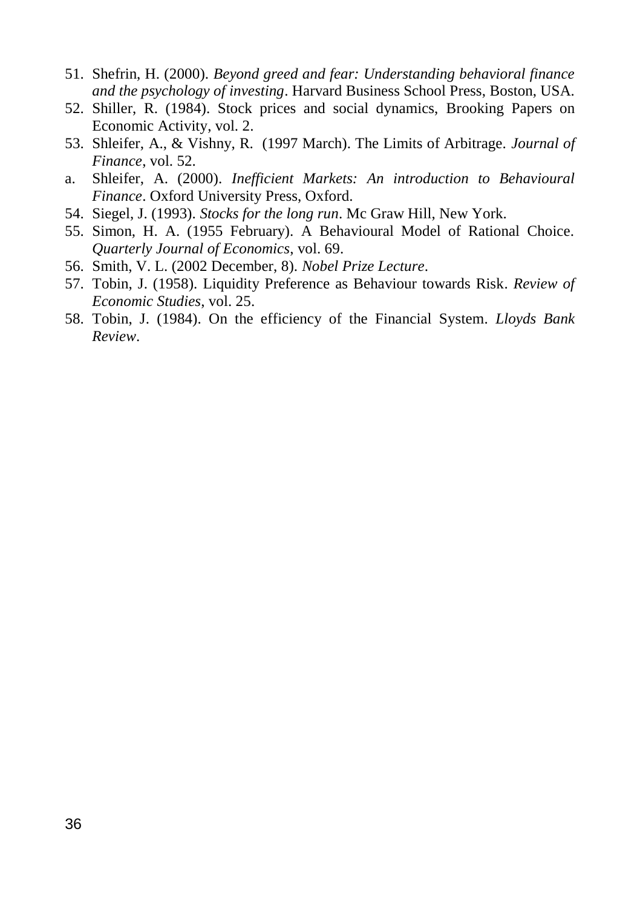51. Shefrin, H. (2000). *Beyond greed and fear: Understanding behavioral finance and the psychology of investing*. Harvard Business School Press, Boston, USA.
52. Shiller, R. (1984). Stock prices and social dynamics, Brooking Papers on Economic Activity, vol. 2.
53. Shleifer, A., & Vishny, R. (1997 March). The Limits of Arbitrage. *Journal of Finance*, vol. 52.

a. Shleifer, A. (2000). *Inefficient Markets: An introduction to Behavioural Finance*. Oxford University Press, Oxford.

54. Siegel, J. (1993). *Stocks for the long run*. Mc Graw Hill, New York.
55. Simon, H. A. (1955 February). A Behavioural Model of Rational Choice. *Quarterly Journal of Economics*, vol. 69.
56. Smith, V. L. (2002 December, 8). *Nobel Prize Lecture*.
57. Tobin, J. (1958). Liquidity Preference as Behaviour towards Risk. *Review of Economic Studies*, vol. 25.
58. Tobin, J. (1984). On the efficiency of the Financial System. *Lloyds Bank Review*.